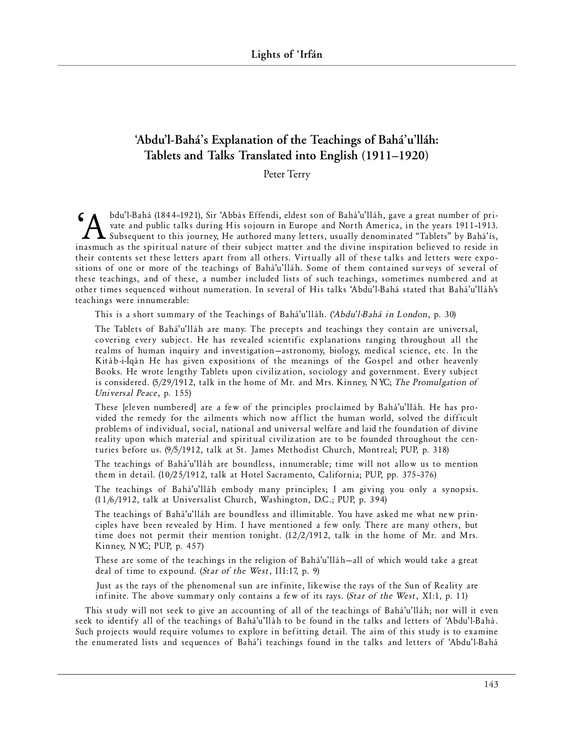# 'Abdu'l-Bahá's Explanation of the Teachings of Bahá'u'lláh: Tablets and Talks Translated into English (1911–1920)

Peter Terry

'Abdu'l-Bahá (1844–1921), Sir 'Abbás Effendi, eldest son of Bahá'u'lláh, gave a great number of private and public talks during His sojourn in Europe and North America, in the years 1911–1913. Subsequent to this journey, He authored many letters, usually denominated "Tablets" by Bahá'ís, inasmuch as the spiritual nature of their subject matter and the divine inspiration believed to reside in their contents set these letters apart from all others. Virtually all of these talks and letters were expositions of one or more of the teachings of Bahá'u'lláh. Some of them contained surveys of several of these teachings, and of these, a number included lists of such teachings, sometimes numbered and at other times sequenced without numeration. In several of His talks 'Abdu'l-Bahá stated that Bahá'u'lláh's teachings were innumerable:

> This is a short summary of the Teachings of Bahá'u'lláh. (*'Abdu'l-Bahá in London*, p. 30)

> The Tablets of Bahá'u'lláh are many. The precepts and teachings they contain are universal, covering every subject. He has revealed scientific explanations ranging throughout all the realms of human inquiry and investigation—astronomy, biology, medical science, etc. In the Kitáb-i-Íqán He has given expositions of the meanings of the Gospel and other heavenly Books. He wrote lengthy Tablets upon civilization, sociology and government. Every subject is considered. (5/29/1912, talk in the home of Mr. and Mrs. Kinney, NYC; *The Promulgation of Universal Peace*, p. 155)

> These [eleven numbered] are a few of the principles proclaimed by Bahá'u'lláh. He has provided the remedy for the ailments which now afflict the human world, solved the difficult problems of individual, social, national and universal welfare and laid the foundation of divine reality upon which material and spiritual civilization are to be founded throughout the centuries before us. (9/5/1912, talk at St. James Methodist Church, Montreal; PUP, p. 318)

> The teachings of Bahá'u'lláh are boundless, innumerable; time will not allow us to mention them in detail. (10/25/1912, talk at Hotel Sacramento, California; PUP, pp. 375–376)

> The teachings of Bahá'u'lláh embody many principles; I am giving you only a synopsis. (11/6/1912, talk at Universalist Church, Washington, D.C.; PUP, p. 394)

> The teachings of Bahá'u'lláh are boundless and illimitable. You have asked me what new principles have been revealed by Him. I have mentioned a few only. There are many others, but time does not permit their mention tonight. (12/2/1912, talk in the home of Mr. and Mrs. Kinney, NYC; PUP, p. 457)

> These are some of the teachings in the religion of Bahá'u'lláh—all of which would take a great deal of time to expound. (*Star of the West*, III:17, p. 9)

> Just as the rays of the phenomenal sun are infinite, likewise the rays of the Sun of Reality are infinite. The above summary only contains a few of its rays. (*Star of the West*, XI:1, p. 11)

This study will not seek to give an accounting of all of the teachings of Bahá'u'lláh; nor will it even seek to identify all of the teachings of Bahá'u'lláh to be found in the talks and letters of 'Abdu'l-Bahá. Such projects would require volumes to explore in befitting detail. The aim of this study is to examine the enumerated lists and sequences of Bahá'í teachings found in the talks and letters of 'Abdu'l-Bahá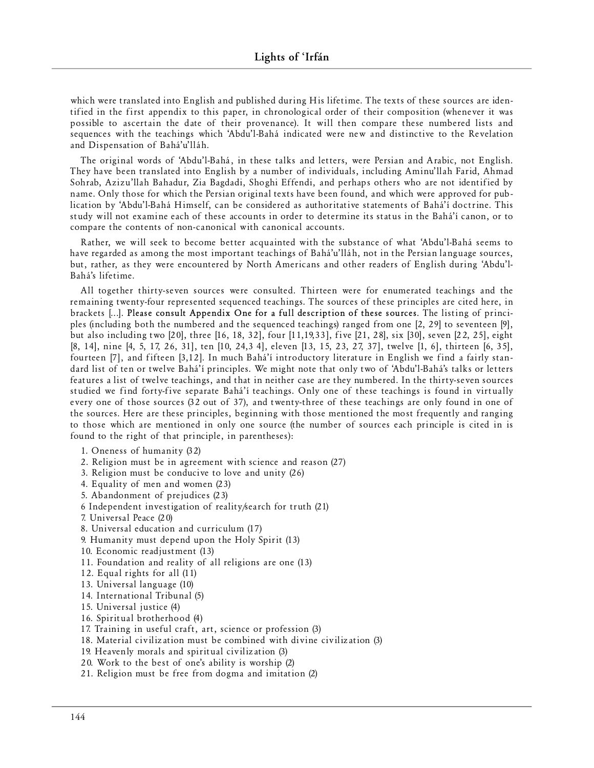which were translated into English and published during His lifetime. The texts of these sources are identified in the first appendix to this paper, in chronological order of their composition (whenever it was possible to ascertain the date of their provenance). It will then compare these numbered lists and sequences with the teachings which 'Abdu'l-Bahá indicated were new and distinctive to the Revelation and Dispensation of Bahá'u'lláh.

The original words of 'Abdu'l-Bahá, in these talks and letters, were Persian and Arabic, not English. They have been translated into English by a number of individuals, including Aminu'llah Farid, Ahmad Sohrab, Azizu'llah Bahadur, Zia Bagdadi, Shoghi Effendi, and perhaps others who are not identified by name. Only those for which the Persian original texts have been found, and which were approved for publication by 'Abdu'l-Bahá Himself, can be considered as authoritative statements of Bahá'í doctrine. This study will not examine each of these accounts in order to determine its status in the Bahá'í canon, or to compare the contents of non-canonical with canonical accounts.

Rather, we will seek to become better acquainted with the substance of what 'Abdu'l-Bahá seems to have regarded as among the most important teachings of Bahá'u'lláh, not in the Persian language sources, but, rather, as they were encountered by North Americans and other readers of English during 'Abdu'l-Bahá's lifetime.

All together thirty-seven sources were consulted. Thirteen were for enumerated teachings and the remaining twenty-four represented sequenced teachings. The sources of these principles are cited here, in brackets [...]. **Please consult Appendix One for a full description of these sources**. The listing of principles (including both the numbered and the sequenced teachings) ranged from one [2, 29] to seventeen [9], but also including two [20], three [16, 18, 32], four [11,19,33], five [21, 28], six [30], seven [22, 25], eight [8, 14], nine [4, 5, 17, 26, 31], ten [10, 24,34], eleven [13, 15, 23, 27, 37], twelve [1, 6], thirteen [6, 35], fourteen [7], and fifteen [3,12]. In much Bahá'í introductory literature in English we find a fairly standard list of ten or twelve Bahá'í principles. We might note that only two of 'Abdu'l-Bahá's talks or letters features a list of twelve teachings, and that in neither case are they numbered. In the thirty-seven sources studied we find forty-five separate Bahá'í teachings. Only one of these teachings is found in virtually every one of those sources (32 out of 37), and twenty-three of these teachings are only found in one of the sources. Here are these principles, beginning with those mentioned the most frequently and ranging to those which are mentioned in only one source (the number of sources each principle is cited in is found to the right of that principle, in parentheses):

1. Oneness of humanity (32)
2. Religion must be in agreement with science and reason (27)
3. Religion must be conducive to love and unity (26)
4. Equality of men and women (23)
5. Abandonment of prejudices (23)
6. Independent investigation of reality/search for truth (21)
7. Universal Peace (20)
8. Universal education and curriculum (17)
9. Humanity must depend upon the Holy Spirit (13)
10. Economic readjustment (13)
11. Foundation and reality of all religions are one (13)
12. Equal rights for all (11)
13. Universal language (10)
14. International Tribunal (5)
15. Universal justice (4)
16. Spiritual brotherhood (4)
17. Training in useful craft, art, science or profession (3)
18. Material civilization must be combined with divine civilization (3)
19. Heavenly morals and spiritual civilization (3)
20. Work to the best of one's ability is worship (2)
21. Religion must be free from dogma and imitation (2)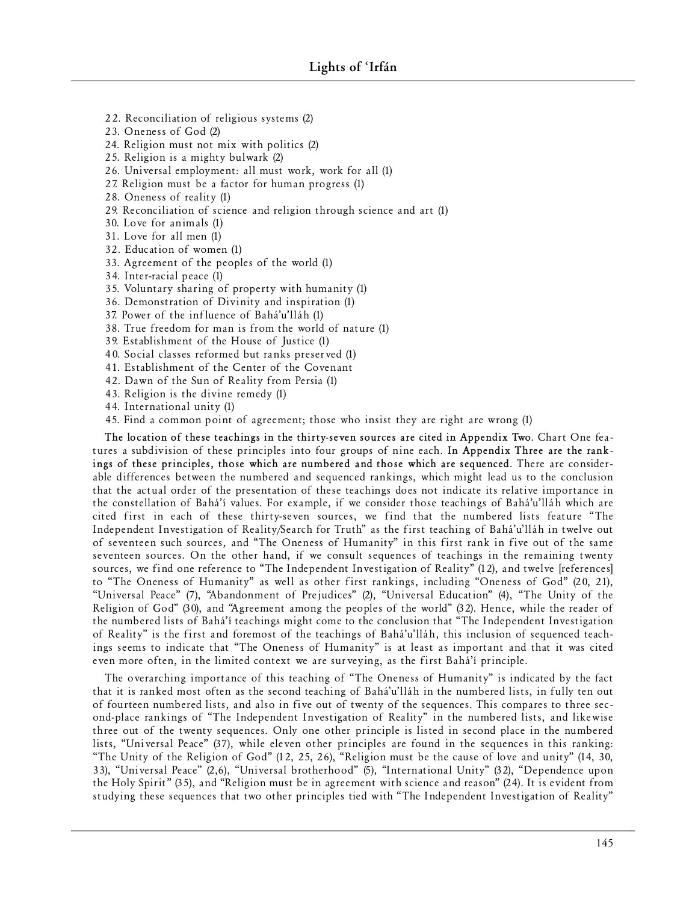22. Reconciliation of religious systems (2)
23. Oneness of God (2)
24. Religion must not mix with politics (2)
25. Religion is a mighty bulwark (2)
26. Universal employment: all must work, work for all (1)
27. Religion must be a factor for human progress (1)
28. Oneness of reality (1)
29. Reconciliation of science and religion through science and art (1)
30. Love for animals (1)
31. Love for all men (1)
32. Education of women (1)
33. Agreement of the peoples of the world (1)
34. Inter-racial peace (1)
35. Voluntary sharing of property with humanity (1)
36. Demonstration of Divinity and inspiration (1)
37. Power of the influence of Bahá'u'lláh (1)
38. True freedom for man is from the world of nature (1)
39. Establishment of the House of Justice (1)
40. Social classes reformed but ranks preserved (1)
41. Establishment of the Center of the Covenant
42. Dawn of the Sun of Reality from Persia (1)
43. Religion is the divine remedy (1)
44. International unity (1)
45. Find a common point of agreement; those who insist they are right are wrong (1)

**The location of these teachings in the thirty-seven sources are cited in Appendix Two**. Chart One features a subdivision of these principles into four groups of nine each. **In Appendix Three are the rankings of these principles, those which are numbered and those which are sequenced**. There are considerable differences between the numbered and sequenced rankings, which might lead us to the conclusion that the actual order of the presentation of these teachings does not indicate its relative importance in the constellation of Bahá'í values. For example, if we consider those teachings of Bahá'u'lláh which are cited first in each of these thirty-seven sources, we find that the numbered lists feature "The Independent Investigation of Reality/Search for Truth" as the first teaching of Bahá'u'lláh in twelve out of seventeen such sources, and "The Oneness of Humanity" in this first rank in five out of the same seventeen sources. On the other hand, if we consult sequences of teachings in the remaining twenty sources, we find one reference to "The Independent Investigation of Reality" (12), and twelve [references] to "The Oneness of Humanity" as well as other first rankings, including "Oneness of God" (20, 21), "Universal Peace" (7), "Abandonment of Prejudices" (2), "Universal Education" (4), "The Unity of the Religion of God" (30), and "Agreement among the peoples of the world" (32). Hence, while the reader of the numbered lists of Bahá'í teachings might come to the conclusion that "The Independent Investigation of Reality" is the first and foremost of the teachings of Bahá'u'lláh, this inclusion of sequenced teachings seems to indicate that "The Oneness of Humanity" is at least as important and that it was cited even more often, in the limited context we are surveying, as the first Bahá'í principle.

The overarching importance of this teaching of "The Oneness of Humanity" is indicated by the fact that it is ranked most often as the second teaching of Bahá'u'lláh in the numbered lists, in fully ten out of fourteen numbered lists, and also in five out of twenty of the sequences. This compares to three second-place rankings of "The Independent Investigation of Reality" in the numbered lists, and likewise three out of the twenty sequences. Only one other principle is listed in second place in the numbered lists, "Universal Peace" (37), while eleven other principles are found in the sequences in this ranking: "The Unity of the Religion of God" (12, 25, 26), "Religion must be the cause of love and unity" (14, 30, 33), "Universal Peace" (2,6), "Universal brotherhood" (5), "International Unity" (32), "Dependence upon the Holy Spirit" (35), and "Religion must be in agreement with science and reason" (24). It is evident from studying these sequences that two other principles tied with "The Independent Investigation of Reality"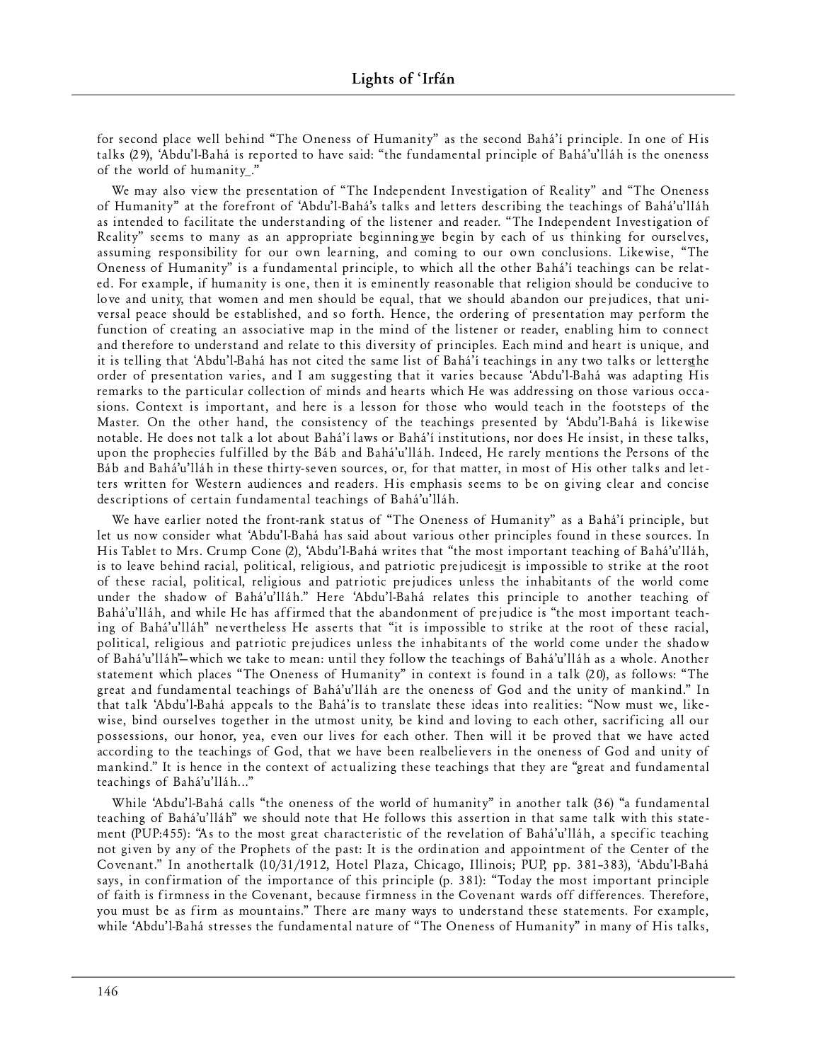for second place well behind "The Oneness of Humanity" as the second Bahá'í principle. In one of His talks (29), 'Abdu'l-Bahá is reported to have said: "the fundamental principle of Bahá'u'lláh is the oneness of the world of humanity_."

We may also view the presentation of "The Independent Investigation of Reality" and "The Oneness of Humanity" at the forefront of 'Abdu'l-Bahá's talks and letters describing the teachings of Bahá'u'lláh as intended to facilitate the understanding of the listener and reader. "The Independent Investigation of Reality" seems to many as an appropriate beginning_we begin by each of us thinking for ourselves, assuming responsibility for our own learning, and coming to our own conclusions. Likewise, "The Oneness of Humanity" is a fundamental principle, to which all the other Bahá'í teachings can be related. For example, if humanity is one, then it is eminently reasonable that religion should be conducive to love and unity, that women and men should be equal, that we should abandon our prejudices, that universal peace should be established, and so forth. Hence, the ordering of presentation may perform the function of creating an associative map in the mind of the listener or reader, enabling him to connect and therefore to understand and relate to this diversity of principles. Each mind and heart is unique, and it is telling that 'Abdu'l-Bahá has not cited the same list of Bahá'í teachings in any two talks or letters_the order of presentation varies, and I am suggesting that it varies because 'Abdu'l-Bahá was adapting His remarks to the particular collection of minds and hearts which He was addressing on those various occasions. Context is important, and here is a lesson for those who would teach in the footsteps of the Master. On the other hand, the consistency of the teachings presented by 'Abdu'l-Bahá is likewise notable. He does not talk a lot about Bahá'í laws or Bahá'í institutions, nor does He insist, in these talks, upon the prophecies fulfilled by the Báb and Bahá'u'lláh. Indeed, He rarely mentions the Persons of the Báb and Bahá'u'lláh in these thirty-seven sources, or, for that matter, in most of His other talks and letters written for Western audiences and readers. His emphasis seems to be on giving clear and concise descriptions of certain fundamental teachings of Bahá'u'lláh.

We have earlier noted the front-rank status of "The Oneness of Humanity" as a Bahá'í principle, but let us now consider what 'Abdu'l-Bahá has said about various other principles found in these sources. In His Tablet to Mrs. Crump Cone (2), 'Abdu'l-Bahá writes that "the most important teaching of Bahá'u'lláh, is to leave behind racial, political, religious, and patriotic prejudices_it is impossible to strike at the root of these racial, political, religious and patriotic prejudices unless the inhabitants of the world come under the shadow of Bahá'u'lláh." Here 'Abdu'l-Bahá relates this principle to another teaching of Bahá'u'lláh, and while He has affirmed that the abandonment of prejudice is "the most important teaching of Bahá'u'lláh" nevertheless He asserts that "it is impossible to strike at the root of these racial, political, religious and patriotic prejudices unless the inhabitants of the world come under the shadow of Bahá'u'lláh"—which we take to mean: until they follow the teachings of Bahá'u'lláh as a whole. Another statement which places "The Oneness of Humanity" in context is found in a talk (20), as follows: "The great and fundamental teachings of Bahá'u'lláh are the oneness of God and the unity of mankind." In that talk 'Abdu'l-Bahá appeals to the Bahá'ís to translate these ideas into realities: "Now must we, likewise, bind ourselves together in the utmost unity, be kind and loving to each other, sacrificing all our possessions, our honor, yea, even our lives for each other. Then will it be proved that we have acted according to the teachings of God, that we have been realbelievers in the oneness of God and unity of mankind." It is hence in the context of actualizing these teachings that they are "great and fundamental teachings of Bahá'u'lláh..."

While 'Abdu'l-Bahá calls "the oneness of the world of humanity" in another talk (36) "a fundamental teaching of Bahá'u'lláh" we should note that He follows this assertion in that same talk with this statement (PUP:455): "As to the most great characteristic of the revelation of Bahá'u'lláh, a specific teaching not given by any of the Prophets of the past: It is the ordination and appointment of the Center of the Covenant." In anothertalk (10/31/1912, Hotel Plaza, Chicago, Illinois; PUP, pp. 381–383), 'Abdu'l-Bahá says, in confirmation of the importance of this principle (p. 381): "Today the most important principle of faith is firmness in the Covenant, because firmness in the Covenant wards off differences. Therefore, you must be as firm as mountains." There are many ways to understand these statements. For example, while 'Abdu'l-Bahá stresses the fundamental nature of "The Oneness of Humanity" in many of His talks,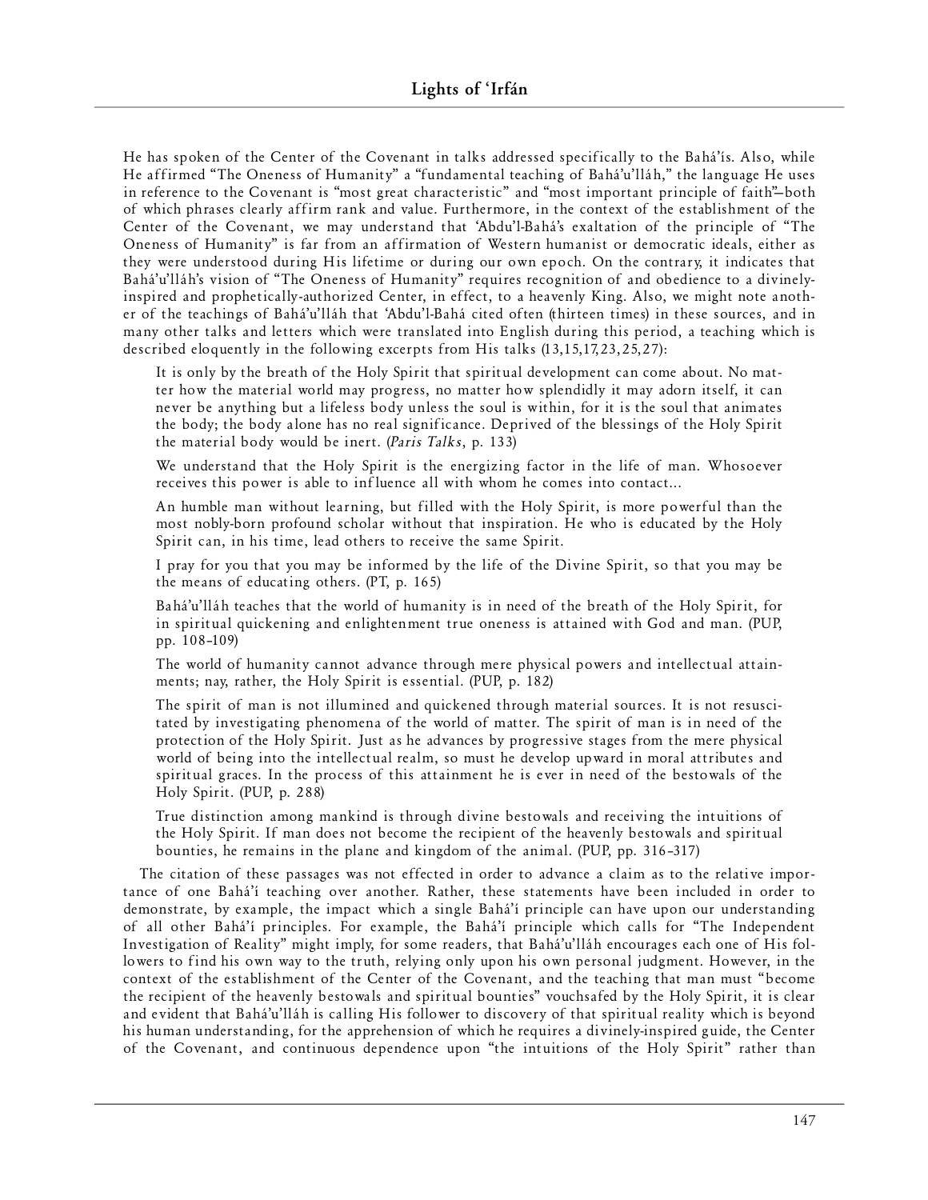He has spoken of the Center of the Covenant in talks addressed specifically to the Bahá'ís. Also, while He affirmed "The Oneness of Humanity" a "fundamental teaching of Bahá'u'lláh," the language He uses in reference to the Covenant is "most great characteristic" and "most important principle of faith"—both of which phrases clearly affirm rank and value. Furthermore, in the context of the establishment of the Center of the Covenant, we may understand that 'Abdu'l-Bahá's exaltation of the principle of "The Oneness of Humanity" is far from an affirmation of Western humanist or democratic ideals, either as they were understood during His lifetime or during our own epoch. On the contrary, it indicates that Bahá'u'lláh's vision of "The Oneness of Humanity" requires recognition of and obedience to a divinely-inspired and prophetically-authorized Center, in effect, to a heavenly King. Also, we might note another of the teachings of Bahá'u'lláh that 'Abdu'l-Bahá cited often (thirteen times) in these sources, and in many other talks and letters which were translated into English during this period, a teaching which is described eloquently in the following excerpts from His talks (13,15,17,23,25,27):

> It is only by the breath of the Holy Spirit that spiritual development can come about. No matter how the material world may progress, no matter how splendidly it may adorn itself, it can never be anything but a lifeless body unless the soul is within, for it is the soul that animates the body; the body alone has no real significance. Deprived of the blessings of the Holy Spirit the material body would be inert. (*Paris Talks*, p. 133)
>
> We understand that the Holy Spirit is the energizing factor in the life of man. Whosoever receives this power is able to influence all with whom he comes into contact...
>
> An humble man without learning, but filled with the Holy Spirit, is more powerful than the most nobly-born profound scholar without that inspiration. He who is educated by the Holy Spirit can, in his time, lead others to receive the same Spirit.
>
> I pray for you that you may be informed by the life of the Divine Spirit, so that you may be the means of educating others. (PT, p. 165)
>
> Bahá'u'lláh teaches that the world of humanity is in need of the breath of the Holy Spirit, for in spiritual quickening and enlightenment true oneness is attained with God and man. (PUP, pp. 108–109)
>
> The world of humanity cannot advance through mere physical powers and intellectual attainments; nay, rather, the Holy Spirit is essential. (PUP, p. 182)
>
> The spirit of man is not illumined and quickened through material sources. It is not resuscitated by investigating phenomena of the world of matter. The spirit of man is in need of the protection of the Holy Spirit. Just as he advances by progressive stages from the mere physical world of being into the intellectual realm, so must he develop upward in moral attributes and spiritual graces. In the process of this attainment he is ever in need of the bestowals of the Holy Spirit. (PUP, p. 288)
>
> True distinction among mankind is through divine bestowals and receiving the intuitions of the Holy Spirit. If man does not become the recipient of the heavenly bestowals and spiritual bounties, he remains in the plane and kingdom of the animal. (PUP, pp. 316–317)

The citation of these passages was not effected in order to advance a claim as to the relative importance of one Bahá'í teaching over another. Rather, these statements have been included in order to demonstrate, by example, the impact which a single Bahá'í principle can have upon our understanding of all other Bahá'í principles. For example, the Bahá'í principle which calls for "The Independent Investigation of Reality" might imply, for some readers, that Bahá'u'lláh encourages each one of His followers to find his own way to the truth, relying only upon his own personal judgment. However, in the context of the establishment of the Center of the Covenant, and the teaching that man must "become the recipient of the heavenly bestowals and spiritual bounties" vouchsafed by the Holy Spirit, it is clear and evident that Bahá'u'lláh is calling His follower to discovery of that spiritual reality which is beyond his human understanding, for the apprehension of which he requires a divinely-inspired guide, the Center of the Covenant, and continuous dependence upon "the intuitions of the Holy Spirit" rather than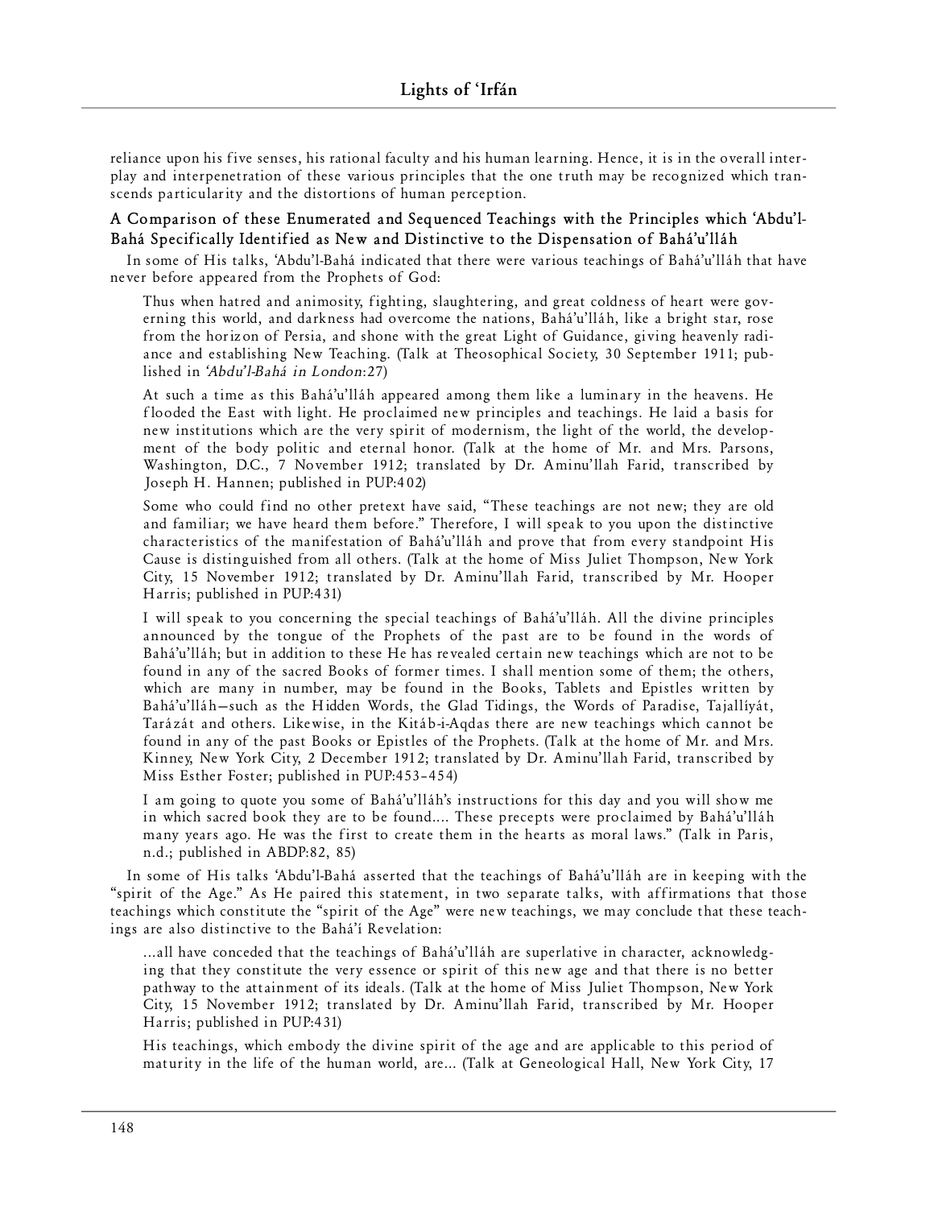reliance upon his five senses, his rational faculty and his human learning. Hence, it is in the overall interplay and interpenetration of these various principles that the one truth may be recognized which transcends particularity and the distortions of human perception.

### A Comparison of these Enumerated and Sequenced Teachings with the Principles which 'Abdu'l-Bahá Specifically Identified as New and Distinctive to the Dispensation of Bahá'u'lláh

In some of His talks, 'Abdu'l-Bahá indicated that there were various teachings of Bahá'u'lláh that have never before appeared from the Prophets of God:

> Thus when hatred and animosity, fighting, slaughtering, and great coldness of heart were governing this world, and darkness had overcome the nations, Bahá'u'lláh, like a bright star, rose from the horizon of Persia, and shone with the great Light of Guidance, giving heavenly radiance and establishing New Teaching. (Talk at Theosophical Society, 30 September 1911; published in *'Abdu'l-Bahá in London*:27)

> At such a time as this Bahá'u'lláh appeared among them like a luminary in the heavens. He flooded the East with light. He proclaimed new principles and teachings. He laid a basis for new institutions which are the very spirit of modernism, the light of the world, the development of the body politic and eternal honor. (Talk at the home of Mr. and Mrs. Parsons, Washington, D.C., 7 November 1912; translated by Dr. Aminu'llah Farid, transcribed by Joseph H. Hannen; published in PUP:402)

> Some who could find no other pretext have said, "These teachings are not new; they are old and familiar; we have heard them before." Therefore, I will speak to you upon the distinctive characteristics of the manifestation of Bahá'u'lláh and prove that from every standpoint His Cause is distinguished from all others. (Talk at the home of Miss Juliet Thompson, New York City, 15 November 1912; translated by Dr. Aminu'llah Farid, transcribed by Mr. Hooper Harris; published in PUP:431)

> I will speak to you concerning the special teachings of Bahá'u'lláh. All the divine principles announced by the tongue of the Prophets of the past are to be found in the words of Bahá'u'lláh; but in addition to these He has revealed certain new teachings which are not to be found in any of the sacred Books of former times. I shall mention some of them; the others, which are many in number, may be found in the Books, Tablets and Epistles written by Bahá'u'lláh—such as the Hidden Words, the Glad Tidings, the Words of Paradise, Tajallíyát, Tarázát and others. Likewise, in the Kitáb-i-Aqdas there are new teachings which cannot be found in any of the past Books or Epistles of the Prophets. (Talk at the home of Mr. and Mrs. Kinney, New York City, 2 December 1912; translated by Dr. Aminu'llah Farid, transcribed by Miss Esther Foster; published in PUP:453–454)

> I am going to quote you some of Bahá'u'lláh's instructions for this day and you will show me in which sacred book they are to be found.... These precepts were proclaimed by Bahá'u'lláh many years ago. He was the first to create them in the hearts as moral laws." (Talk in Paris, n.d.; published in ABDP:82, 85)

In some of His talks 'Abdu'l-Bahá asserted that the teachings of Bahá'u'lláh are in keeping with the "spirit of the Age." As He paired this statement, in two separate talks, with affirmations that those teachings which constitute the "spirit of the Age" were new teachings, we may conclude that these teachings are also distinctive to the Bahá'í Revelation:

> ...all have conceded that the teachings of Bahá'u'lláh are superlative in character, acknowledging that they constitute the very essence or spirit of this new age and that there is no better pathway to the attainment of its ideals. (Talk at the home of Miss Juliet Thompson, New York City, 15 November 1912; translated by Dr. Aminu'llah Farid, transcribed by Mr. Hooper Harris; published in PUP:431)

> His teachings, which embody the divine spirit of the age and are applicable to this period of maturity in the life of the human world, are... (Talk at Geneological Hall, New York City, 17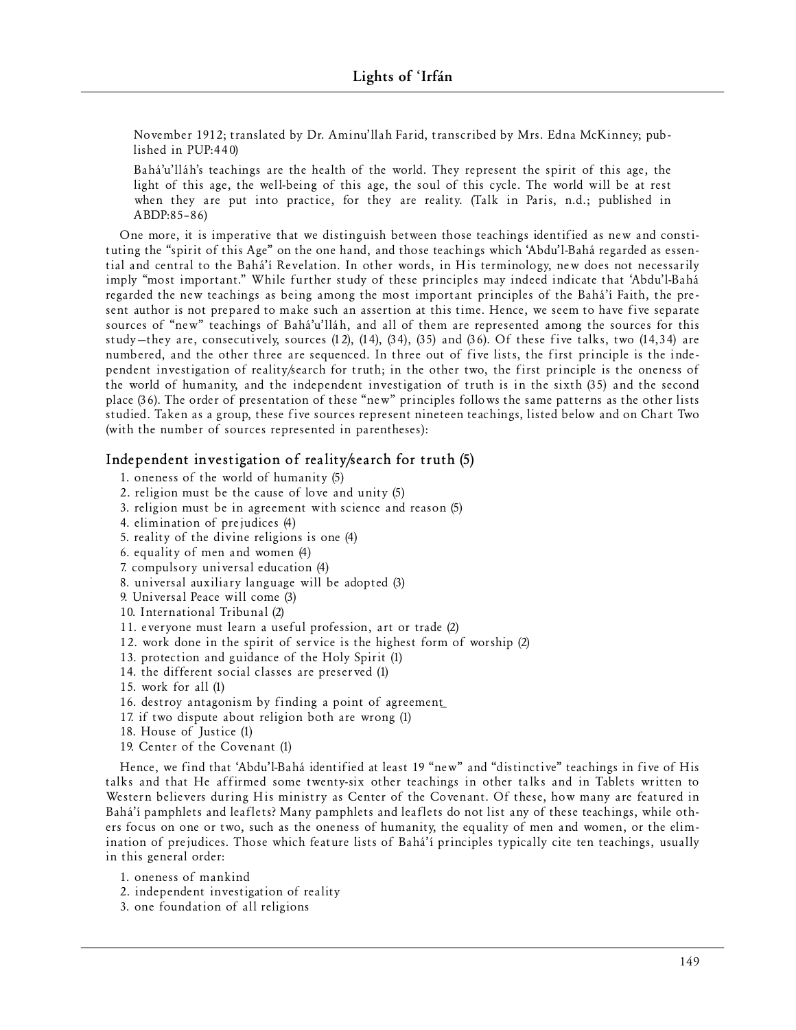November 1912; translated by Dr. Aminu'llah Farid, transcribed by Mrs. Edna McKinney; published in PUP:440)

Bahá'u'lláh's teachings are the health of the world. They represent the spirit of this age, the light of this age, the well-being of this age, the soul of this cycle. The world will be at rest when they are put into practice, for they are reality. (Talk in Paris, n.d.; published in ABDP:85–86)

One more, it is imperative that we distinguish between those teachings identified as new and constituting the "spirit of this Age" on the one hand, and those teachings which 'Abdu'l-Bahá regarded as essential and central to the Bahá'í Revelation. In other words, in His terminology, new does not necessarily imply "most important." While further study of these principles may indeed indicate that 'Abdu'l-Bahá regarded the new teachings as being among the most important principles of the Bahá'í Faith, the present author is not prepared to make such an assertion at this time. Hence, we seem to have five separate sources of "new" teachings of Bahá'u'lláh, and all of them are represented among the sources for this study—they are, consecutively, sources (12), (14), (34), (35) and (36). Of these five talks, two (14,34) are numbered, and the other three are sequenced. In three out of five lists, the first principle is the independent investigation of reality/search for truth; in the other two, the first principle is the oneness of the world of humanity, and the independent investigation of truth is in the sixth (35) and the second place (36). The order of presentation of these "new" principles follows the same patterns as the other lists studied. Taken as a group, these five sources represent nineteen teachings, listed below and on Chart Two (with the number of sources represented in parentheses):

### Independent investigation of reality/search for truth (5)

1. oneness of the world of humanity (5)
2. religion must be the cause of love and unity (5)
3. religion must be in agreement with science and reason (5)
4. elimination of prejudices (4)
5. reality of the divine religions is one (4)
6. equality of men and women (4)
7. compulsory universal education (4)
8. universal auxiliary language will be adopted (3)
9. Universal Peace will come (3)
10. International Tribunal (2)
11. everyone must learn a useful profession, art or trade (2)
12. work done in the spirit of service is the highest form of worship (2)
13. protection and guidance of the Holy Spirit (1)
14. the different social classes are preserved (1)
15. work for all (1)
16. destroy antagonism by finding a point of agreement_
17. if two dispute about religion both are wrong (1)
18. House of Justice (1)
19. Center of the Covenant (1)

Hence, we find that 'Abdu'l-Bahá identified at least 19 "new" and "distinctive" teachings in five of His talks and that He affirmed some twenty-six other teachings in other talks and in Tablets written to Western believers during His ministry as Center of the Covenant. Of these, how many are featured in Bahá'í pamphlets and leaflets? Many pamphlets and leaflets do not list any of these teachings, while others focus on one or two, such as the oneness of humanity, the equality of men and women, or the elimination of prejudices. Those which feature lists of Bahá'í principles typically cite ten teachings, usually in this general order:

1. oneness of mankind
2. independent investigation of reality
3. one foundation of all religions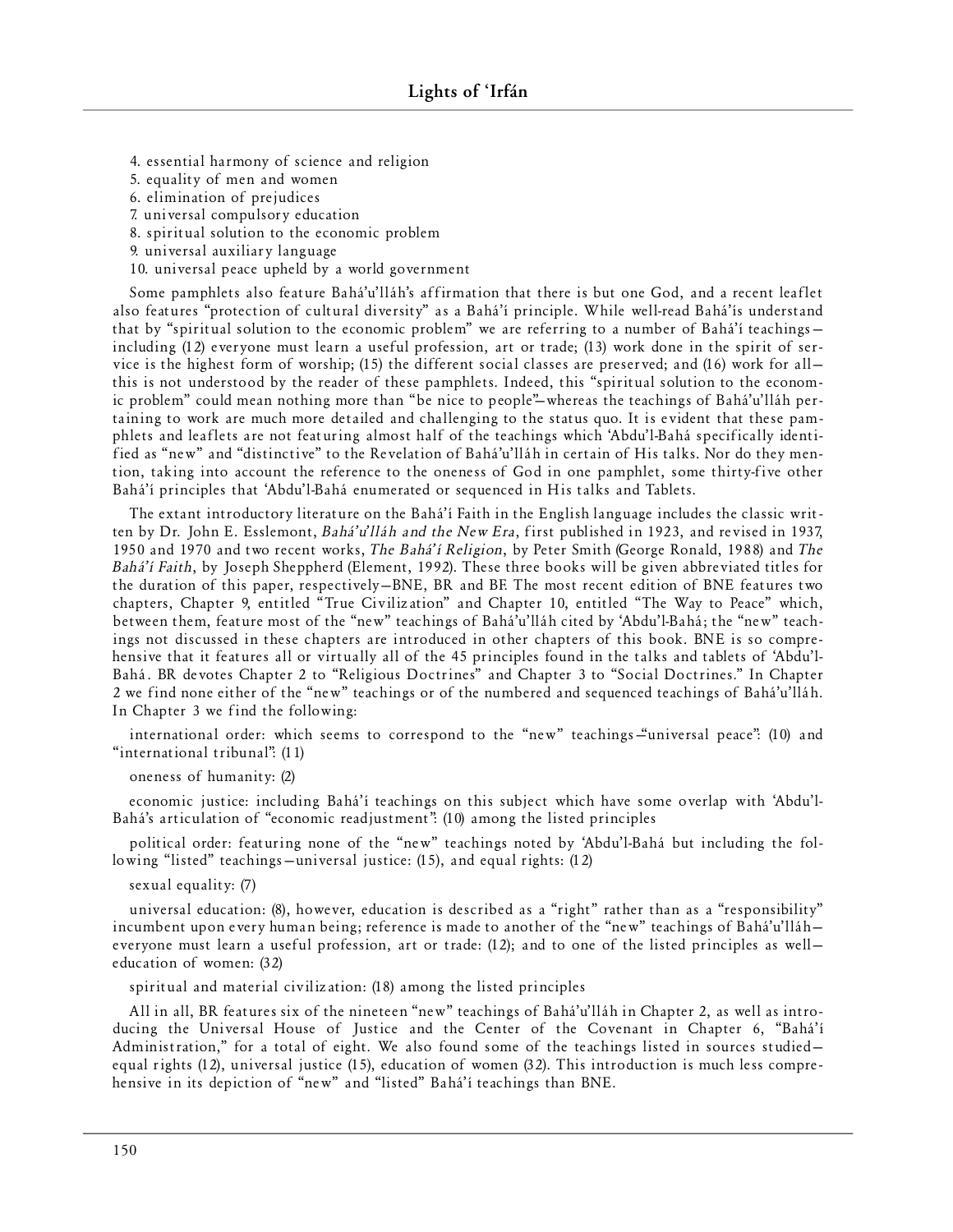4. essential harmony of science and religion
5. equality of men and women
6. elimination of prejudices
7. universal compulsory education
8. spiritual solution to the economic problem
9. universal auxiliary language
10. universal peace upheld by a world government

Some pamphlets also feature Bahá'u'lláh's affirmation that there is but one God, and a recent leaflet also features "protection of cultural diversity" as a Bahá'í principle. While well-read Bahá'ís understand that by "spiritual solution to the economic problem" we are referring to a number of Bahá'í teachings—including (12) everyone must learn a useful profession, art or trade; (13) work done in the spirit of service is the highest form of worship; (15) the different social classes are preserved; and (16) work for all—this is not understood by the reader of these pamphlets. Indeed, this "spiritual solution to the economic problem" could mean nothing more than "be nice to people"—whereas the teachings of Bahá'u'lláh pertaining to work are much more detailed and challenging to the status quo. It is evident that these pamphlets and leaflets are not featuring almost half of the teachings which 'Abdu'l-Bahá specifically identified as "new" and "distinctive" to the Revelation of Bahá'u'lláh in certain of His talks. Nor do they mention, taking into account the reference to the oneness of God in one pamphlet, some thirty-five other Bahá'í principles that 'Abdu'l-Bahá enumerated or sequenced in His talks and Tablets.

The extant introductory literature on the Bahá'í Faith in the English language includes the classic written by Dr. John E. Esslemont, *Bahá'u'lláh and the New Era*, first published in 1923, and revised in 1937, 1950 and 1970 and two recent works, *The Bahá'í Religion*, by Peter Smith (George Ronald, 1988) and *The Bahá'í Faith*, by Joseph Sheppherd (Element, 1992). These three books will be given abbreviated titles for the duration of this paper, respectively—BNE, BR and BF. The most recent edition of BNE features two chapters, Chapter 9, entitled "True Civilization" and Chapter 10, entitled "The Way to Peace" which, between them, feature most of the "new" teachings of Bahá'u'lláh cited by 'Abdu'l-Bahá; the "new" teachings not discussed in these chapters are introduced in other chapters of this book. BNE is so comprehensive that it features all or virtually all of the 45 principles found in the talks and tablets of 'Abdu'l-Bahá. BR devotes Chapter 2 to "Religious Doctrines" and Chapter 3 to "Social Doctrines." In Chapter 2 we find none either of the "new" teachings or of the numbered and sequenced teachings of Bahá'u'lláh. In Chapter 3 we find the following:

international order: which seems to correspond to the "new" teachings—"universal peace": (10) and "international tribunal": (11)

oneness of humanity: (2)

economic justice: including Bahá'í teachings on this subject which have some overlap with 'Abdu'l-Bahá's articulation of "economic readjustment": (10) among the listed principles

political order: featuring none of the "new" teachings noted by 'Abdu'l-Bahá but including the following "listed" teachings—universal justice: (15), and equal rights: (12)

sexual equality: (7)

universal education: (8), however, education is described as a "right" rather than as a "responsibility" incumbent upon every human being; reference is made to another of the "new" teachings of Bahá'u'lláh—everyone must learn a useful profession, art or trade: (12); and to one of the listed principles as well—education of women: (32)

spiritual and material civilization: (18) among the listed principles

All in all, BR features six of the nineteen "new" teachings of Bahá'u'lláh in Chapter 2, as well as introducing the Universal House of Justice and the Center of the Covenant in Chapter 6, "Bahá'í Administration," for a total of eight. We also found some of the teachings listed in sources studied—equal rights (12), universal justice (15), education of women (32). This introduction is much less comprehensive in its depiction of "new" and "listed" Bahá'í teachings than BNE.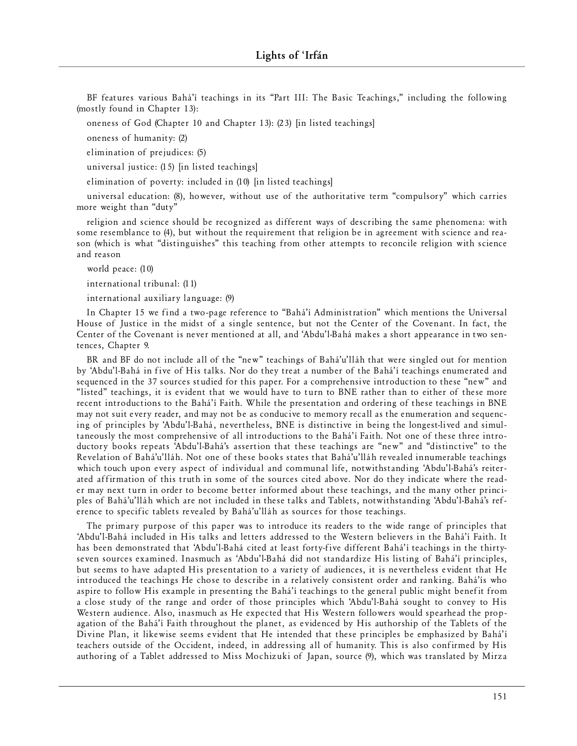BF features various Bahá'í teachings in its "Part III: The Basic Teachings," including the following (mostly found in Chapter 13):

oneness of God (Chapter 10 and Chapter 13): (23) [in listed teachings]

oneness of humanity: (2)

elimination of prejudices: (5)

universal justice: (15) [in listed teachings]

elimination of poverty: included in (10) [in listed teachings]

universal education: (8), however, without use of the authoritative term "compulsory" which carries more weight than "duty"

religion and science should be recognized as different ways of describing the same phenomena: with some resemblance to (4), but without the requirement that religion be in agreement with science and reason (which is what "distinguishes" this teaching from other attempts to reconcile religion with science and reason

world peace: (10)

international tribunal: (11)

international auxiliary language: (9)

In Chapter 15 we find a two-page reference to "Bahá'í Administration" which mentions the Universal House of Justice in the midst of a single sentence, but not the Center of the Covenant. In fact, the Center of the Covenant is never mentioned at all, and 'Abdu'l-Bahá makes a short appearance in two sentences, Chapter 9.

BR and BF do not include all of the "new" teachings of Bahá'u'lláh that were singled out for mention by 'Abdu'l-Bahá in five of His talks. Nor do they treat a number of the Bahá'í teachings enumerated and sequenced in the 37 sources studied for this paper. For a comprehensive introduction to these "new" and "listed" teachings, it is evident that we would have to turn to BNE rather than to either of these more recent introductions to the Bahá'í Faith. While the presentation and ordering of these teachings in BNE may not suit every reader, and may not be as conducive to memory recall as the enumeration and sequencing of principles by 'Abdu'l-Bahá, nevertheless, BNE is distinctive in being the longest-lived and simultaneously the most comprehensive of all introductions to the Bahá'í Faith. Not one of these three introductory books repeats 'Abdu'l-Bahá's assertion that these teachings are "new" and "distinctive" to the Revelation of Bahá'u'lláh. Not one of these books states that Bahá'u'lláh revealed innumerable teachings which touch upon every aspect of individual and communal life, notwithstanding 'Abdu'l-Bahá's reiterated affirmation of this truth in some of the sources cited above. Nor do they indicate where the reader may next turn in order to become better informed about these teachings, and the many other principles of Bahá'u'lláh which are not included in these talks and Tablets, notwithstanding 'Abdu'l-Bahá's reference to specific tablets revealed by Bahá'u'lláh as sources for those teachings.

The primary purpose of this paper was to introduce its readers to the wide range of principles that 'Abdu'l-Bahá included in His talks and letters addressed to the Western believers in the Bahá'í Faith. It has been demonstrated that 'Abdu'l-Bahá cited at least forty-five different Bahá'í teachings in the thirty-seven sources examined. Inasmuch as 'Abdu'l-Bahá did not standardize His listing of Bahá'í principles, but seems to have adapted His presentation to a variety of audiences, it is nevertheless evident that He introduced the teachings He chose to describe in a relatively consistent order and ranking. Bahá'ís who aspire to follow His example in presenting the Bahá'í teachings to the general public might benefit from a close study of the range and order of those principles which 'Abdu'l-Bahá sought to convey to His Western audience. Also, inasmuch as He expected that His Western followers would spearhead the propagation of the Bahá'í Faith throughout the planet, as evidenced by His authorship of the Tablets of the Divine Plan, it likewise seems evident that He intended that these principles be emphasized by Bahá'í teachers outside of the Occident, indeed, in addressing all of humanity. This is also confirmed by His authoring of a Tablet addressed to Miss Mochizuki of Japan, source (9), which was translated by Mirza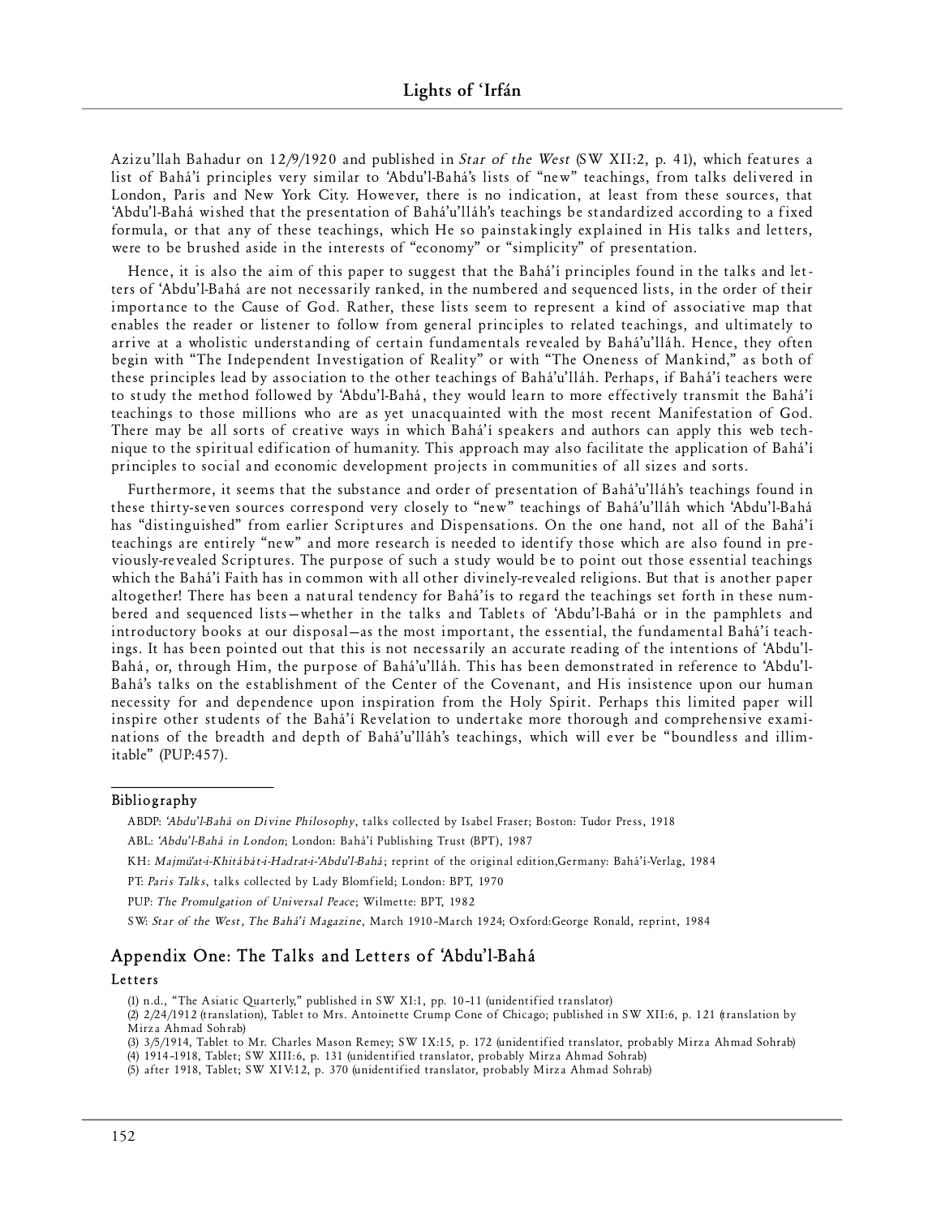Azizu'llah Bahadur on 12/9/1920 and published in *Star of the West* (SW XII:2, p. 41), which features a list of Bahá'í principles very similar to 'Abdu'l-Bahá's lists of "new" teachings, from talks delivered in London, Paris and New York City. However, there is no indication, at least from these sources, that 'Abdu'l-Bahá wished that the presentation of Bahá'u'lláh's teachings be standardized according to a fixed formula, or that any of these teachings, which He so painstakingly explained in His talks and letters, were to be brushed aside in the interests of "economy" or "simplicity" of presentation.

Hence, it is also the aim of this paper to suggest that the Bahá'í principles found in the talks and letters of 'Abdu'l-Bahá are not necessarily ranked, in the numbered and sequenced lists, in the order of their importance to the Cause of God. Rather, these lists seem to represent a kind of associative map that enables the reader or listener to follow from general principles to related teachings, and ultimately to arrive at a wholistic understanding of certain fundamentals revealed by Bahá'u'lláh. Hence, they often begin with "The Independent Investigation of Reality" or with "The Oneness of Mankind," as both of these principles lead by association to the other teachings of Bahá'u'lláh. Perhaps, if Bahá'í teachers were to study the method followed by 'Abdu'l-Bahá, they would learn to more effectively transmit the Bahá'í teachings to those millions who are as yet unacquainted with the most recent Manifestation of God. There may be all sorts of creative ways in which Bahá'í speakers and authors can apply this web technique to the spiritual edification of humanity. This approach may also facilitate the application of Bahá'í principles to social and economic development projects in communities of all sizes and sorts.

Furthermore, it seems that the substance and order of presentation of Bahá'u'lláh's teachings found in these thirty-seven sources correspond very closely to "new" teachings of Bahá'u'lláh which 'Abdu'l-Bahá has "distinguished" from earlier Scriptures and Dispensations. On the one hand, not all of the Bahá'í teachings are entirely "new" and more research is needed to identify those which are also found in previously-revealed Scriptures. The purpose of such a study would be to point out those essential teachings which the Bahá'í Faith has in common with all other divinely-revealed religions. But that is another paper altogether! There has been a natural tendency for Bahá'ís to regard the teachings set forth in these numbered and sequenced lists—whether in the talks and Tablets of 'Abdu'l-Bahá or in the pamphlets and introductory books at our disposal—as the most important, the essential, the fundamental Bahá'í teachings. It has been pointed out that this is not necessarily an accurate reading of the intentions of 'Abdu'l-Bahá, or, through Him, the purpose of Bahá'u'lláh. This has been demonstrated in reference to 'Abdu'l-Bahá's talks on the establishment of the Center of the Covenant, and His insistence upon our human necessity for and dependence upon inspiration from the Holy Spirit. Perhaps this limited paper will inspire other students of the Bahá'í Revelation to undertake more thorough and comprehensive examinations of the breadth and depth of Bahá'u'lláh's teachings, which will ever be "boundless and illimitable" (PUP:457).

### Bibliography

ABDP: *'Abdu'l-Bahá on Divine Philosophy*, talks collected by Isabel Fraser; Boston: Tudor Press, 1918

ABL: *'Abdu'l-Bahá in London*; London: Bahá'í Publishing Trust (BPT), 1987

KH: *Majmú'at-i-Khitábát-i-Hadrat-i-'Abdu'l-Bahá*; reprint of the original edition,Germany: Bahá'í-Verlag, 1984

PT: *Paris Talks*, talks collected by Lady Blomfield; London: BPT, 1970

PUP: *The Promulgation of Universal Peace*; Wilmette: BPT, 1982

SW: *Star of the West, The Bahá'í Magazine*, March 1910–March 1924; Oxford:George Ronald, reprint, 1984

## Appendix One: The Talks and Letters of 'Abdu'l-Bahá

### Letters

(1) n.d., "The Asiatic Quarterly," published in SW XI:1, pp. 10–11 (unidentified translator)

(2) 2/24/1912 (translation), Tablet to Mrs. Antoinette Crump Cone of Chicago; published in SW XII:6, p. 121 (translation by Mirza Ahmad Sohrab)

(3) 3/5/1914, Tablet to Mr. Charles Mason Remey; SW IX:15, p. 172 (unidentified translator, probably Mirza Ahmad Sohrab)

(4) 1914–1918, Tablet; SW XIII:6, p. 131 (unidentified translator, probably Mirza Ahmad Sohrab)

(5) after 1918, Tablet; SW XIV:12, p. 370 (unidentified translator, probably Mirza Ahmad Sohrab)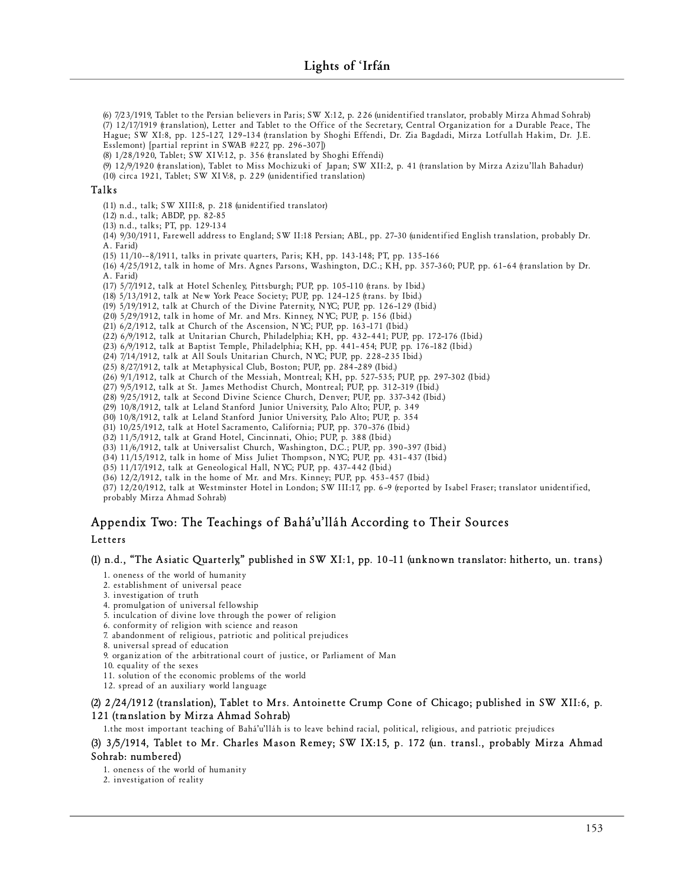(6) 7/23/1919, Tablet to the Persian believers in Paris; SW X:12, p. 226 (unidentified translator, probably Mirza Ahmad Sohrab)
(7) 12/17/1919 (translation), Letter and Tablet to the Office of the Secretary, Central Organization for a Durable Peace, The Hague; SW XI:8, pp. 125–127, 129–134 (translation by Shoghi Effendi, Dr. Zia Bagdadi, Mirza Lotfullah Hakim, Dr. J.E. Esslemont) [partial reprint in SWAB #227, pp. 296–307])
(8) 1/28/1920, Tablet; SW XIV:12, p. 356 (translated by Shoghi Effendi)
(9) 12/9/1920 (translation), Tablet to Miss Mochizuki of Japan; SW XII:2, p. 41 (translation by Mirza Azizu'llah Bahadur)
(10) circa 1921, Tablet; SW XIV:8, p. 229 (unidentified translation)

### Talks

(11) n.d., talk; SW XIII:8, p. 218 (unidentified translator)
(12) n.d., talk; ABDP, pp. 82-85
(13) n.d., talks; PT, pp. 129-134
(14) 9/30/1911, Farewell address to England; SW II:18 Persian; ABL, pp. 27–30 (unidentified English translation, probably Dr. A. Farid)
(15) 11/10--8/1911, talks in private quarters, Paris; KH, pp. 143-148; PT, pp. 135–166
(16) 4/25/1912, talk in home of Mrs. Agnes Parsons, Washington, D.C.; KH, pp. 357–360; PUP, pp. 61–64 (translation by Dr. A. Farid)
(17) 5/7/1912, talk at Hotel Schenley, Pittsburgh; PUP, pp. 105–110 (trans. by Ibid.)
(18) 5/13/1912, talk at New York Peace Society; PUP, pp. 124–125 (trans. by Ibid.)
(19) 5/19/1912, talk at Church of the Divine Paternity, NYC; PUP, pp. 126–129 (Ibid.)
(20) 5/29/1912, talk in home of Mr. and Mrs. Kinney, NYC; PUP, p. 156 (Ibid.)
(21) 6/2/1912, talk at Church of the Ascension, NYC; PUP, pp. 163–171 (Ibid.)
(22) 6/9/1912, talk at Unitarian Church, Philadelphia; KH, pp. 432–441; PUP, pp. 172–176 (Ibid.)
(23) 6/9/1912, talk at Baptist Temple, Philadelphia; KH, pp. 441–454; PUP, pp. 176–182 (Ibid.)
(24) 7/14/1912, talk at All Souls Unitarian Church, NYC; PUP, pp. 228–235 Ibid.)
(25) 8/27/1912, talk at Metaphysical Club, Boston; PUP, pp. 284–289 (Ibid.)
(26) 9/1/1912, talk at Church of the Messiah, Montreal; KH, pp. 527–535; PUP, pp. 297–302 (Ibid.)
(27) 9/5/1912, talk at St. James Methodist Church, Montreal; PUP, pp. 312–319 (Ibid.)
(28) 9/25/1912, talk at Second Divine Science Church, Denver; PUP, pp. 337–342 (Ibid.)
(29) 10/8/1912, talk at Leland Stanford Junior University, Palo Alto; PUP, p. 349
(30) 10/8/1912, talk at Leland Stanford Junior University, Palo Alto; PUP, p. 354
(31) 10/25/1912, talk at Hotel Sacramento, California; PUP, pp. 370–376 (Ibid.)
(32) 11/5/1912, talk at Grand Hotel, Cincinnati, Ohio; PUP, p. 388 (Ibid.)
(33) 11/6/1912, talk at Universalist Church, Washington, D.C.; PUP, pp. 390–397 (Ibid.)
(34) 11/15/1912, talk in home of Miss Juliet Thompson, NYC; PUP, pp. 431–437 (Ibid.)
(35) 11/17/1912, talk at Geneological Hall, NYC; PUP, pp. 437–442 (Ibid.)
(36) 12/2/1912, talk in the home of Mr. and Mrs. Kinney; PUP, pp. 453–457 (Ibid.)
(37) 12/20/1912, talk at Westminster Hotel in London; SW III:17, pp. 6–9 (reported by Isabel Fraser; translator unidentified, probably Mirza Ahmad Sohrab)

## Appendix Two: The Teachings of Bahá'u'lláh According to Their Sources

### Letters

**(1) n.d., "The Asiatic Quarterly," published in SW XI:1, pp. 10–11 (unknown translator: hitherto, un. trans.)**

1. oneness of the world of humanity
2. establishment of universal peace
3. investigation of truth
4. promulgation of universal fellowship
5. inculcation of divine love through the power of religion
6. conformity of religion with science and reason
7. abandonment of religious, patriotic and political prejudices
8. universal spread of education
9. organization of the arbitrational court of justice, or Parliament of Man
10. equality of the sexes
11. solution of the economic problems of the world
12. spread of an auxiliary world language

**(2) 2/24/1912 (translation), Tablet to Mrs. Antoinette Crump Cone of Chicago; published in SW XII:6, p. 121 (translation by Mirza Ahmad Sohrab)**

1. the most important teaching of Bahá'u'lláh is to leave behind racial, political, religious, and patriotic prejudices

**(3) 3/5/1914, Tablet to Mr. Charles Mason Remey; SW IX:15, p. 172 (un. transl., probably Mirza Ahmad Sohrab: numbered)**

1. oneness of the world of humanity
2. investigation of reality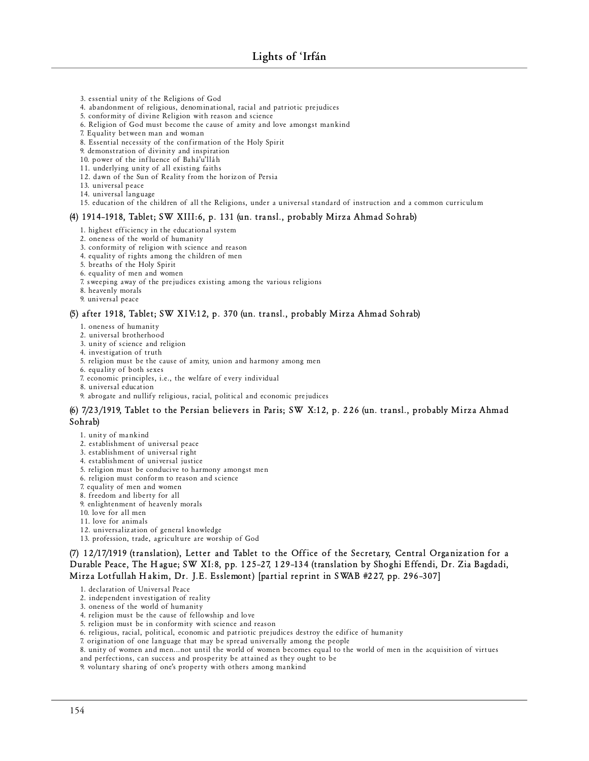3. essential unity of the Religions of God
4. abandonment of religious, denominational, racial and patriotic prejudices
5. conformity of divine Religion with reason and science
6. Religion of God must become the cause of amity and love amongst mankind
7. Equality between man and woman
8. Essential necessity of the confirmation of the Holy Spirit
9. demonstration of divinity and inspiration
10. power of the influence of Bahá'u'lláh
11. underlying unity of all existing faiths
12. dawn of the Sun of Reality from the horizon of Persia
13. universal peace
14. universal language
15. education of the children of all the Religions, under a universal standard of instruction and a common curriculum

#### (4) 1914–1918, Tablet; SW XIII:6, p. 131 (un. transl., probably Mirza Ahmad Sohrab)

1. highest efficiency in the educational system
2. oneness of the world of humanity
3. conformity of religion with science and reason
4. equality of rights among the children of men
5. breaths of the Holy Spirit
6. equality of men and women
7. sweeping away of the prejudices existing among the various religions
8. heavenly morals
9. universal peace

#### (5) after 1918, Tablet; SW XIV:12, p. 370 (un. transl., probably Mirza Ahmad Sohrab)

1. oneness of humanity
2. universal brotherhood
3. unity of science and religion
4. investigation of truth
5. religion must be the cause of amity, union and harmony among men
6. equality of both sexes
7. economic principles, i.e., the welfare of every individual
8. universal education
9. abrogate and nullify religious, racial, political and economic prejudices

#### (6) 7/23/1919, Tablet to the Persian believers in Paris; SW X:12, p. 226 (un. transl., probably Mirza Ahmad Sohrab)

1. unity of mankind
2. establishment of universal peace
3. establishment of universal right
4. establishment of universal justice
5. religion must be conducive to harmony amongst men
6. religion must conform to reason and science
7. equality of men and women
8. freedom and liberty for all
9. enlightenment of heavenly morals
10. love for all men
11. love for animals
12. universalization of general knowledge
13. profession, trade, agriculture are worship of God

#### (7) 12/17/1919 (translation), Letter and Tablet to the Office of the Secretary, Central Organization for a Durable Peace, The Hague; SW XI:8, pp. 125–27, 129–134 (translation by Shoghi Effendi, Dr. Zia Bagdadi, Mirza Lotfullah Hakim, Dr. J.E. Esslemont) [partial reprint in SWAB #227, pp. 296–307]

1. declaration of Universal Peace
2. independent investigation of reality
3. oneness of the world of humanity
4. religion must be the cause of fellowship and love
5. religion must be in conformity with science and reason
6. religious, racial, political, economic and patriotic prejudices destroy the edifice of humanity
7. origination of one language that may be spread universally among the people
8. unity of women and men…not until the world of women becomes equal to the world of men in the acquisition of virtues and perfections, can success and prosperity be attained as they ought to be
9. voluntary sharing of one's property with others among mankind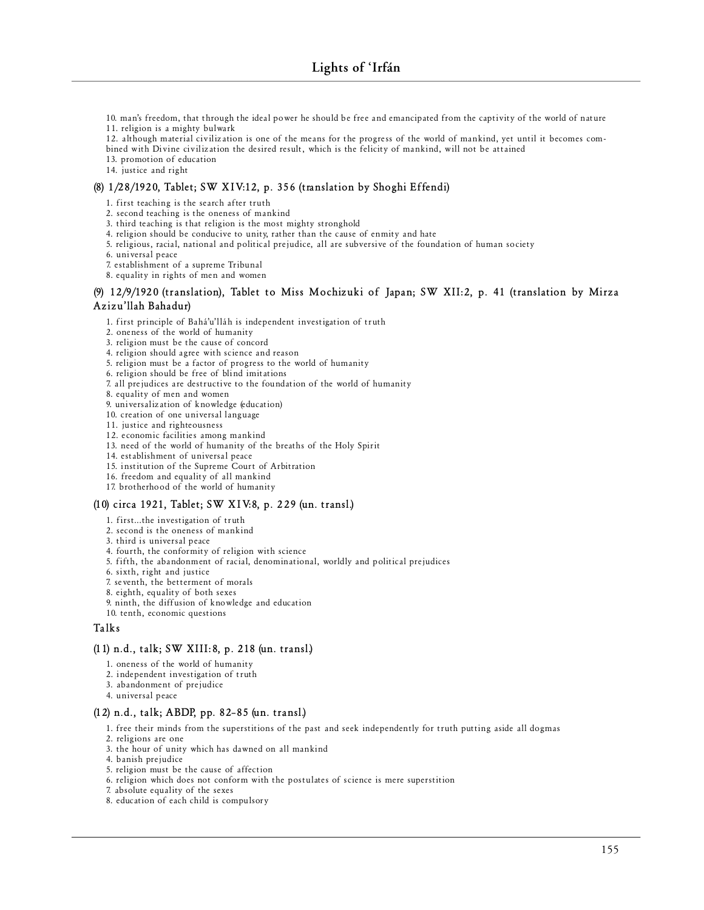10. man's freedom, that through the ideal power he should be free and emancipated from the captivity of the world of nature
11. religion is a mighty bulwark
12. although material civilization is one of the means for the progress of the world of mankind, yet until it becomes combined with Divine civilization the desired result, which is the felicity of mankind, will not be attained
13. promotion of education
14. justice and right

#### (8) 1/28/1920, Tablet; SW XIV:12, p. 356 (translation by Shoghi Effendi)

1. first teaching is the search after truth
2. second teaching is the oneness of mankind
3. third teaching is that religion is the most mighty stronghold
4. religion should be conducive to unity, rather than the cause of enmity and hate
5. religious, racial, national and political prejudice, all are subversive of the foundation of human society
6. universal peace
7. establishment of a supreme Tribunal
8. equality in rights of men and women

#### (9) 12/9/1920 (translation), Tablet to Miss Mochizuki of Japan; SW XII:2, p. 41 (translation by Mirza Azizu'llah Bahadur)

1. first principle of Bahá'u'lláh is independent investigation of truth
2. oneness of the world of humanity
3. religion must be the cause of concord
4. religion should agree with science and reason
5. religion must be a factor of progress to the world of humanity
6. religion should be free of blind imitations
7. all prejudices are destructive to the foundation of the world of humanity
8. equality of men and women
9. universalization of knowledge (education)
10. creation of one universal language
11. justice and righteousness
12. economic facilities among mankind
13. need of the world of humanity of the breaths of the Holy Spirit
14. establishment of universal peace
15. institution of the Supreme Court of Arbitration
16. freedom and equality of all mankind
17. brotherhood of the world of humanity

#### (10) circa 1921, Tablet; SW XIV:8, p. 229 (un. transl.)

1. first...the investigation of truth
2. second is the oneness of mankind
3. third is universal peace
4. fourth, the conformity of religion with science
5. fifth, the abandonment of racial, denominational, worldly and political prejudices
6. sixth, right and justice
7. seventh, the betterment of morals
8. eighth, equality of both sexes
9. ninth, the diffusion of knowledge and education
10. tenth, economic questions

### Talks

#### (11) n.d., talk; SW XIII:8, p. 218 (un. transl.)

1. oneness of the world of humanity
2. independent investigation of truth
3. abandonment of prejudice
4. universal peace

#### (12) n.d., talk; ABDP, pp. 82–85 (un. transl.)

1. free their minds from the superstitions of the past and seek independently for truth putting aside all dogmas
2. religions are one
3. the hour of unity which has dawned on all mankind
4. banish prejudice
5. religion must be the cause of affection
6. religion which does not conform with the postulates of science is mere superstition
7. absolute equality of the sexes
8. education of each child is compulsory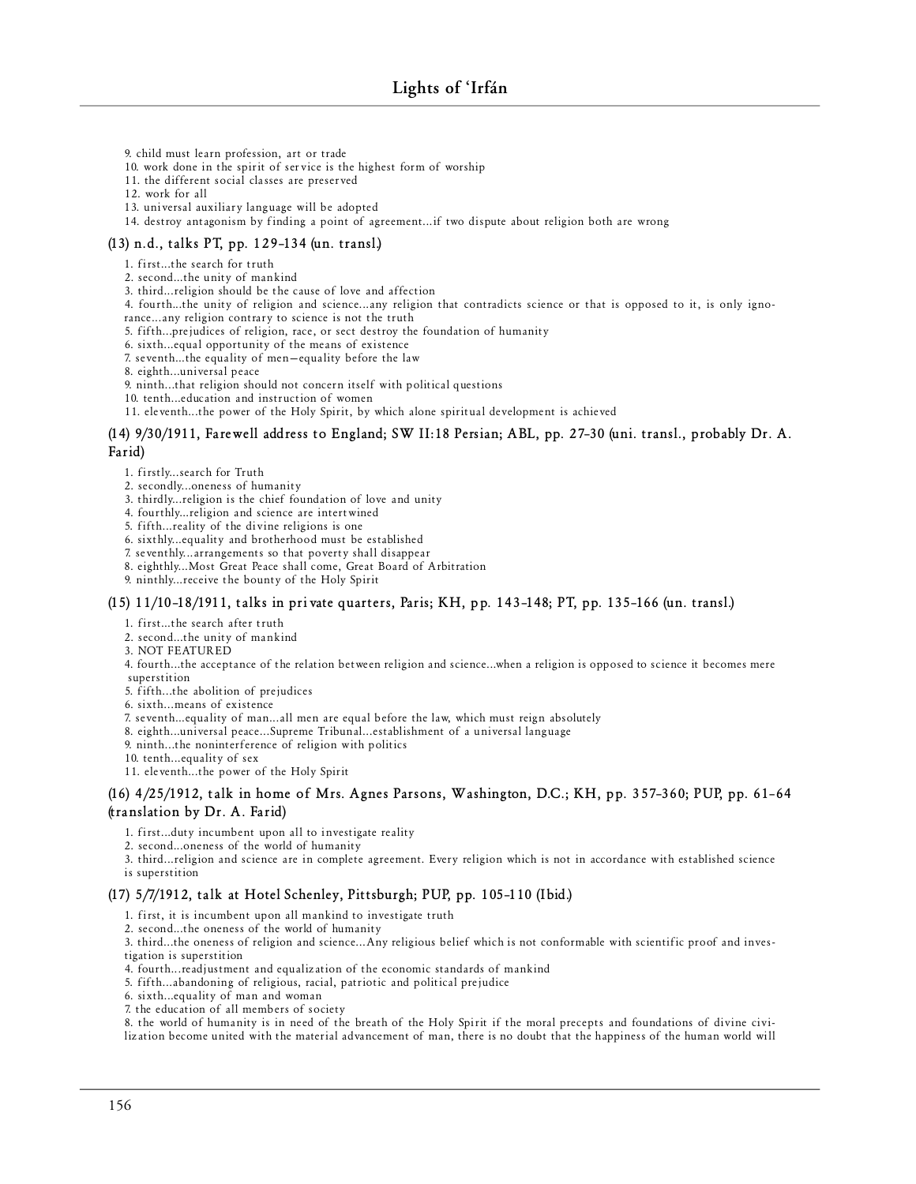9. child must learn profession, art or trade
10. work done in the spirit of service is the highest form of worship
11. the different social classes are preserved
12. work for all
13. universal auxiliary language will be adopted
14. destroy antagonism by finding a point of agreement…if two dispute about religion both are wrong

### (13) n.d., talks PT, pp. 129–134 (un. transl.)

1. first…the search for truth
2. second…the unity of mankind
3. third…religion should be the cause of love and affection
4. fourth…the unity of religion and science…any religion that contradicts science or that is opposed to it, is only ignorance…any religion contrary to science is not the truth
5. fifth…prejudices of religion, race, or sect destroy the foundation of humanity
6. sixth…equal opportunity of the means of existence
7. seventh…the equality of men—equality before the law
8. eighth…universal peace
9. ninth…that religion should not concern itself with political questions
10. tenth…education and instruction of women
11. eleventh…the power of the Holy Spirit, by which alone spiritual development is achieved

### (14) 9/30/1911, Farewell address to England; SW II:18 Persian; ABL, pp. 27–30 (uni. transl., probably Dr. A. Farid)

1. firstly…search for Truth
2. secondly…oneness of humanity
3. thirdly…religion is the chief foundation of love and unity
4. fourthly…religion and science are intertwined
5. fifth…reality of the divine religions is one
6. sixthly…equality and brotherhood must be established
7. seventhly…arrangements so that poverty shall disappear
8. eighthly…Most Great Peace shall come, Great Board of Arbitration
9. ninthly…receive the bounty of the Holy Spirit

### (15) 11/10–18/1911, talks in private quarters, Paris; KH, pp. 143–148; PT, pp. 135–166 (un. transl.)

1. first…the search after truth
2. second…the unity of mankind
3. NOT FEATURED
4. fourth…the acceptance of the relation between religion and science…when a religion is opposed to science it becomes mere superstition
5. fifth…the abolition of prejudices
6. sixth…means of existence
7. seventh…equality of man…all men are equal before the law, which must reign absolutely
8. eighth…universal peace…Supreme Tribunal…establishment of a universal language
9. ninth…the noninterference of religion with politics
10. tenth…equality of sex
11. eleventh…the power of the Holy Spirit

### (16) 4/25/1912, talk in home of Mrs. Agnes Parsons, Washington, D.C.; KH, pp. 357–360; PUP, pp. 61–64 (translation by Dr. A. Farid)

1. first…duty incumbent upon all to investigate reality
2. second…oneness of the world of humanity
3. third…religion and science are in complete agreement. Every religion which is not in accordance with established science is superstition

### (17) 5/7/1912, talk at Hotel Schenley, Pittsburgh; PUP, pp. 105–110 (Ibid.)

1. first, it is incumbent upon all mankind to investigate truth
2. second…the oneness of the world of humanity
3. third…the oneness of religion and science…Any religious belief which is not conformable with scientific proof and investigation is superstition
4. fourth…readjustment and equalization of the economic standards of mankind
5. fifth…abandoning of religious, racial, patriotic and political prejudice
6. sixth…equality of man and woman
7. the education of all members of society
8. the world of humanity is in need of the breath of the Holy Spirit if the moral precepts and foundations of divine civilization become united with the material advancement of man, there is no doubt that the happiness of the human world will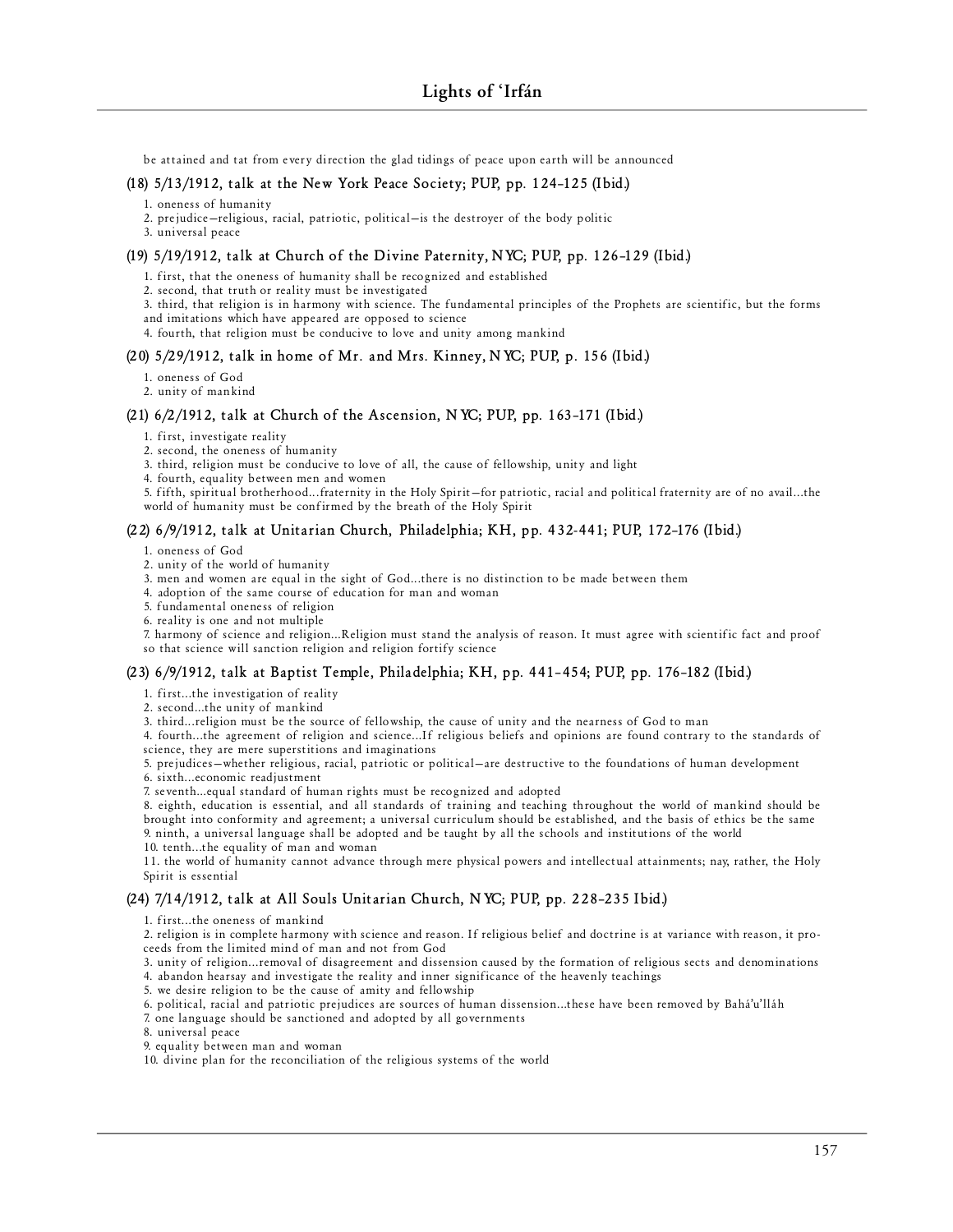be attained and tat from every direction the glad tidings of peace upon earth will be announced

#### (18) 5/13/1912, talk at the New York Peace Society; PUP, pp. 124–125 (Ibid.)

1. oneness of humanity
2. prejudice—religious, racial, patriotic, political—is the destroyer of the body politic
3. universal peace

#### (19) 5/19/1912, talk at Church of the Divine Paternity, NYC; PUP, pp. 126–129 (Ibid.)

1. first, that the oneness of humanity shall be recognized and established
2. second, that truth or reality must be investigated
3. third, that religion is in harmony with science. The fundamental principles of the Prophets are scientific, but the forms and imitations which have appeared are opposed to science
4. fourth, that religion must be conducive to love and unity among mankind

#### (20) 5/29/1912, talk in home of Mr. and Mrs. Kinney, NYC; PUP, p. 156 (Ibid.)

1. oneness of God
2. unity of mankind

#### (21) 6/2/1912, talk at Church of the Ascension, NYC; PUP, pp. 163–171 (Ibid.)

1. first, investigate reality
2. second, the oneness of humanity
3. third, religion must be conducive to love of all, the cause of fellowship, unity and light
4. fourth, equality between men and women
5. fifth, spiritual brotherhood...fraternity in the Holy Spirit—for patriotic, racial and political fraternity are of no avail...the world of humanity must be confirmed by the breath of the Holy Spirit

#### (22) 6/9/1912, talk at Unitarian Church, Philadelphia; KH, pp. 432-441; PUP, 172–176 (Ibid.)

1. oneness of God
2. unity of the world of humanity
3. men and women are equal in the sight of God...there is no distinction to be made between them
4. adoption of the same course of education for man and woman
5. fundamental oneness of religion
6. reality is one and not multiple
7. harmony of science and religion...Religion must stand the analysis of reason. It must agree with scientific fact and proof so that science will sanction religion and religion fortify science

#### (23) 6/9/1912, talk at Baptist Temple, Philadelphia; KH, pp. 441–454; PUP, pp. 176–182 (Ibid.)

1. first...the investigation of reality
2. second...the unity of mankind
3. third...religion must be the source of fellowship, the cause of unity and the nearness of God to man
4. fourth...the agreement of religion and science...If religious beliefs and opinions are found contrary to the standards of science, they are mere superstitions and imaginations
5. prejudices—whether religious, racial, patriotic or political—are destructive to the foundations of human development
6. sixth...economic readjustment
7. seventh...equal standard of human rights must be recognized and adopted
8. eighth, education is essential, and all standards of training and teaching throughout the world of mankind should be brought into conformity and agreement; a universal curriculum should be established, and the basis of ethics be the same
9. ninth, a universal language shall be adopted and be taught by all the schools and institutions of the world
10. tenth...the equality of man and woman
11. the world of humanity cannot advance through mere physical powers and intellectual attainments; nay, rather, the Holy Spirit is essential

#### (24) 7/14/1912, talk at All Souls Unitarian Church, NYC; PUP, pp. 228–235 Ibid.)

1. first...the oneness of mankind
2. religion is in complete harmony with science and reason. If religious belief and doctrine is at variance with reason, it proceeds from the limited mind of man and not from God
3. unity of religion...removal of disagreement and dissension caused by the formation of religious sects and denominations
4. abandon hearsay and investigate the reality and inner significance of the heavenly teachings
5. we desire religion to be the cause of amity and fellowship
6. political, racial and patriotic prejudices are sources of human dissension...these have been removed by Bahá'u'lláh
7. one language should be sanctioned and adopted by all governments
8. universal peace
9. equality between man and woman
10. divine plan for the reconciliation of the religious systems of the world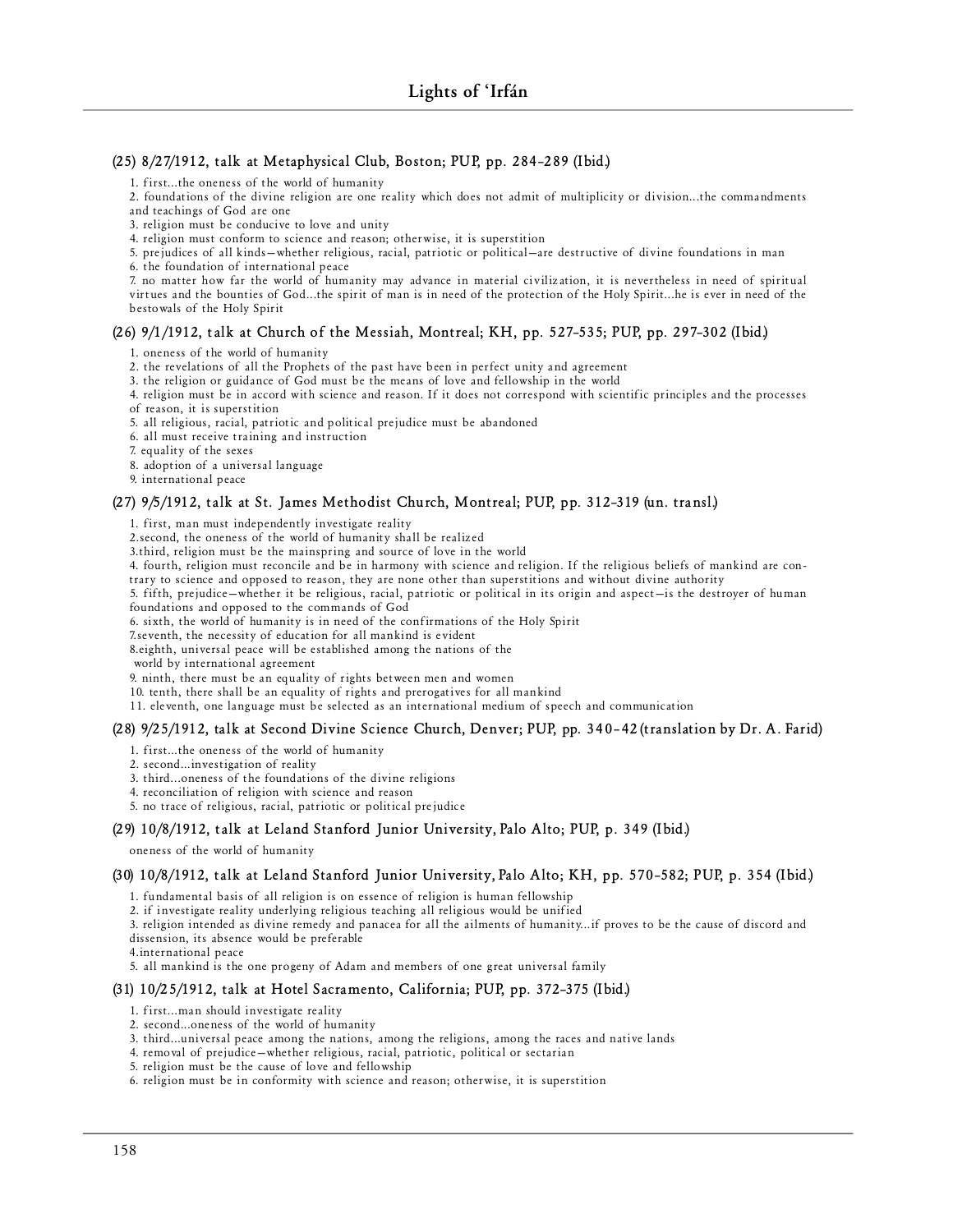#### (25) 8/27/1912, talk at Metaphysical Club, Boston; PUP, pp. 284–289 (Ibid.)

1. first...the oneness of the world of humanity
2. foundations of the divine religion are one reality which does not admit of multiplicity or division...the commandments and teachings of God are one
3. religion must be conducive to love and unity
4. religion must conform to science and reason; otherwise, it is superstition
5. prejudices of all kinds—whether religious, racial, patriotic or political—are destructive of divine foundations in man
6. the foundation of international peace
7. no matter how far the world of humanity may advance in material civilization, it is nevertheless in need of spiritual virtues and the bounties of God...the spirit of man is in need of the protection of the Holy Spirit...he is ever in need of the bestowals of the Holy Spirit

#### (26) 9/1/1912, talk at Church of the Messiah, Montreal; KH, pp. 527–535; PUP, pp. 297–302 (Ibid.)

1. oneness of the world of humanity
2. the revelations of all the Prophets of the past have been in perfect unity and agreement
3. the religion or guidance of God must be the means of love and fellowship in the world
4. religion must be in accord with science and reason. If it does not correspond with scientific principles and the processes of reason, it is superstition
5. all religious, racial, patriotic and political prejudice must be abandoned
6. all must receive training and instruction
7. equality of the sexes
8. adoption of a universal language
9. international peace

#### (27) 9/5/1912, talk at St. James Methodist Church, Montreal; PUP, pp. 312–319 (un. transl.)

1. first, man must independently investigate reality
2. second, the oneness of the world of humanity shall be realized
3. third, religion must be the mainspring and source of love in the world
4. fourth, religion must reconcile and be in harmony with science and religion. If the religious beliefs of mankind are contrary to science and opposed to reason, they are none other than superstitions and without divine authority
5. fifth, prejudice—whether it be religious, racial, patriotic or political in its origin and aspect—is the destroyer of human foundations and opposed to the commands of God
6. sixth, the world of humanity is in need of the confirmations of the Holy Spirit
7. seventh, the necessity of education for all mankind is evident
8. eighth, universal peace will be established among the nations of the world by international agreement
9. ninth, there must be an equality of rights between men and women
10. tenth, there shall be an equality of rights and prerogatives for all mankind
11. eleventh, one language must be selected as an international medium of speech and communication

#### (28) 9/25/1912, talk at Second Divine Science Church, Denver; PUP, pp. 340–42 (translation by Dr. A. Farid)

1. first...the oneness of the world of humanity
2. second...investigation of reality
3. third...oneness of the foundations of the divine religions
4. reconciliation of religion with science and reason
5. no trace of religious, racial, patriotic or political prejudice

#### (29) 10/8/1912, talk at Leland Stanford Junior University, Palo Alto; PUP, p. 349 (Ibid.)

oneness of the world of humanity

#### (30) 10/8/1912, talk at Leland Stanford Junior University, Palo Alto; KH, pp. 570–582; PUP, p. 354 (Ibid.)

1. fundamental basis of all religion is on essence of religion is human fellowship
2. if investigate reality underlying religious teaching all religious would be unified
3. religion intended as divine remedy and panacea for all the ailments of humanity...if proves to be the cause of discord and dissension, its absence would be preferable
4. international peace
5. all mankind is the one progeny of Adam and members of one great universal family

#### (31) 10/25/1912, talk at Hotel Sacramento, California; PUP, pp. 372–375 (Ibid.)

1. first...man should investigate reality
2. second...oneness of the world of humanity
3. third...universal peace among the nations, among the religions, among the races and native lands
4. removal of prejudice—whether religious, racial, patriotic, political or sectarian
5. religion must be the cause of love and fellowship
6. religion must be in conformity with science and reason; otherwise, it is superstition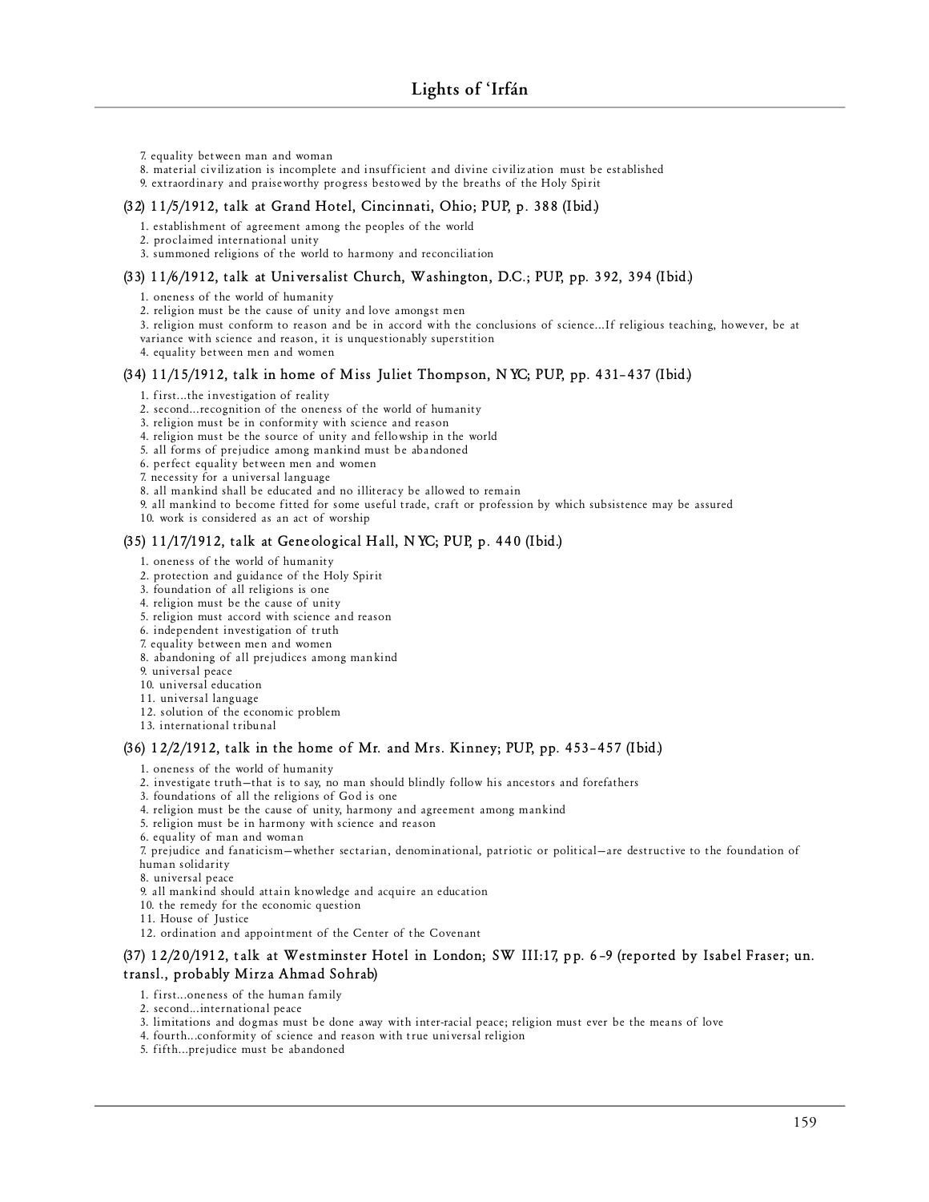7. equality between man and woman
8. material civilization is incomplete and insufficient and divine civilization must be established
9. extraordinary and praiseworthy progress bestowed by the breaths of the Holy Spirit

#### (32) 11/5/1912, talk at Grand Hotel, Cincinnati, Ohio; PUP, p. 388 (Ibid.)

1. establishment of agreement among the peoples of the world
2. proclaimed international unity
3. summoned religions of the world to harmony and reconciliation

#### (33) 11/6/1912, talk at Universalist Church, Washington, D.C.; PUP, pp. 392, 394 (Ibid.)

1. oneness of the world of humanity
2. religion must be the cause of unity and love amongst men
3. religion must conform to reason and be in accord with the conclusions of science...If religious teaching, however, be at variance with science and reason, it is unquestionably superstition
4. equality between men and women

#### (34) 11/15/1912, talk in home of Miss Juliet Thompson, NYC; PUP, pp. 431–437 (Ibid.)

1. first...the investigation of reality
2. second...recognition of the oneness of the world of humanity
3. religion must be in conformity with science and reason
4. religion must be the source of unity and fellowship in the world
5. all forms of prejudice among mankind must be abandoned
6. perfect equality between men and women
7. necessity for a universal language
8. all mankind shall be educated and no illiteracy be allowed to remain
9. all mankind to become fitted for some useful trade, craft or profession by which subsistence may be assured
10. work is considered as an act of worship

#### (35) 11/17/1912, talk at Geneological Hall, NYC; PUP, p. 440 (Ibid.)

1. oneness of the world of humanity
2. protection and guidance of the Holy Spirit
3. foundation of all religions is one
4. religion must be the cause of unity
5. religion must accord with science and reason
6. independent investigation of truth
7. equality between men and women
8. abandoning of all prejudices among mankind
9. universal peace
10. universal education
11. universal language
12. solution of the economic problem
13. international tribunal

#### (36) 12/2/1912, talk in the home of Mr. and Mrs. Kinney; PUP, pp. 453–457 (Ibid.)

1. oneness of the world of humanity
2. investigate truth—that is to say, no man should blindly follow his ancestors and forefathers
3. foundations of all the religions of God is one
4. religion must be the cause of unity, harmony and agreement among mankind
5. religion must be in harmony with science and reason
6. equality of man and woman
7. prejudice and fanaticism—whether sectarian, denominational, patriotic or political—are destructive to the foundation of human solidarity
8. universal peace
9. all mankind should attain knowledge and acquire an education
10. the remedy for the economic question
11. House of Justice
12. ordination and appointment of the Center of the Covenant

#### (37) 12/20/1912, talk at Westminster Hotel in London; SW III:17, pp. 6–9 (reported by Isabel Fraser; un. transl., probably Mirza Ahmad Sohrab)

1. first...oneness of the human family
2. second...international peace
3. limitations and dogmas must be done away with inter-racial peace; religion must ever be the means of love
4. fourth...conformity of science and reason with true universal religion
5. fifth...prejudice must be abandoned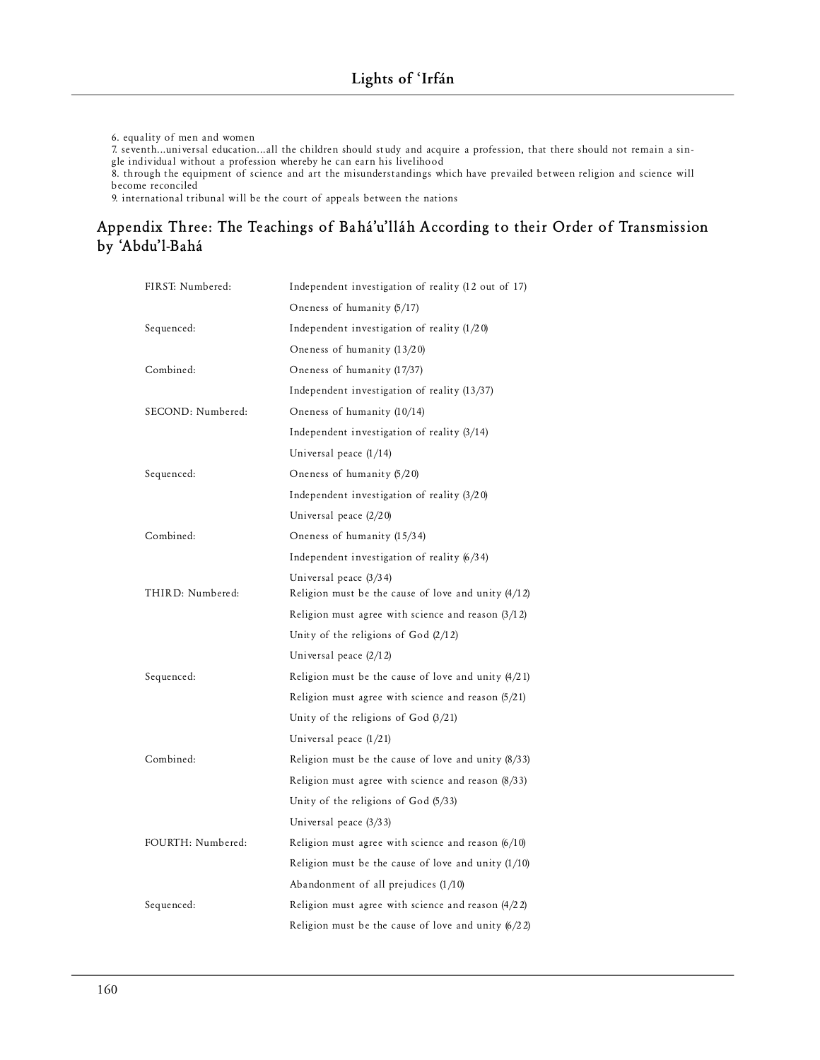6. equality of men and women
7. seventh...universal education...all the children should study and acquire a profession, that there should not remain a single individual without a profession whereby he can earn his livelihood
8. through the equipment of science and art the misunderstandings which have prevailed between religion and science will become reconciled
9. international tribunal will be the court of appeals between the nations

## Appendix Three: The Teachings of Bahá'u'lláh According to their Order of Transmission by 'Abdu'l-Bahá

| | |
|---|---|
| FIRST: Numbered: | Independent investigation of reality (12 out of 17) |
| | Oneness of humanity (5/17) |
| Sequenced: | Independent investigation of reality (1/20) |
| | Oneness of humanity (13/20) |
| Combined: | Oneness of humanity (17/37) |
| | Independent investigation of reality (13/37) |
| SECOND: Numbered: | Oneness of humanity (10/14) |
| | Independent investigation of reality (3/14) |
| | Universal peace (1/14) |
| Sequenced: | Oneness of humanity (5/20) |
| | Independent investigation of reality (3/20) |
| | Universal peace (2/20) |
| Combined: | Oneness of humanity (15/34) |
| | Independent investigation of reality (6/34) |
| | Universal peace (3/34) |
| THIRD: Numbered: | Religion must be the cause of love and unity (4/12) |
| | Religion must agree with science and reason (3/12) |
| | Unity of the religions of God (2/12) |
| | Universal peace (2/12) |
| Sequenced: | Religion must be the cause of love and unity (4/21) |
| | Religion must agree with science and reason (5/21) |
| | Unity of the religions of God (3/21) |
| | Universal peace (1/21) |
| Combined: | Religion must be the cause of love and unity (8/33) |
| | Religion must agree with science and reason (8/33) |
| | Unity of the religions of God (5/33) |
| | Universal peace (3/33) |
| FOURTH: Numbered: | Religion must agree with science and reason (6/10) |
| | Religion must be the cause of love and unity (1/10) |
| | Abandonment of all prejudices (1/10) |
| Sequenced: | Religion must agree with science and reason (4/22) |
| | Religion must be the cause of love and unity (6/22) |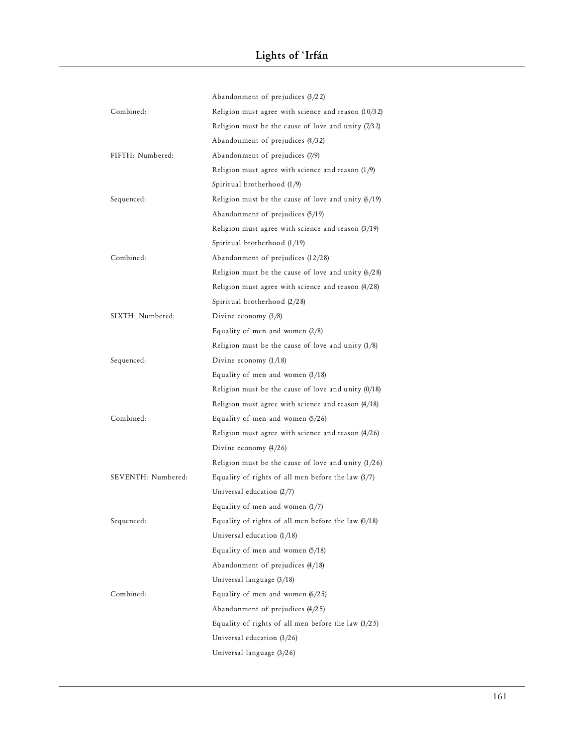| | |
|---|---|
| | Abandonment of prejudices (3/22) |
| Combined: | Religion must agree with science and reason (10/32) |
| | Religion must be the cause of love and unity (7/32) |
| | Abandonment of prejudices (4/32) |
| FIFTH: Numbered: | Abandonment of prejudices (7/9) |
| | Religion must agree with science and reason (1/9) |
| | Spiritual brotherhood (1/9) |
| Sequenced: | Religion must be the cause of love and unity (6/19) |
| | Abandonment of prejudices (5/19) |
| | Religion must agree with science and reason (3/19) |
| | Spiritual brotherhood (1/19) |
| Combined: | Abandonment of prejudices (12/28) |
| | Religion must be the cause of love and unity (6/28) |
| | Religion must agree with science and reason (4/28) |
| | Spiritual brotherhood (2/28) |
| SIXTH: Numbered: | Divine economy (3/8) |
| | Equality of men and women (2/8) |
| | Religion must be the cause of love and unity (1/8) |
| Sequenced: | Divine economy (1/18) |
| | Equality of men and women (3/18) |
| | Religion must be the cause of love and unity (0/18) |
| | Religion must agree with science and reason (4/18) |
| Combined: | Equality of men and women (5/26) |
| | Religion must agree with science and reason (4/26) |
| | Divine economy (4/26) |
| | Religion must be the cause of love and unity (1/26) |
| SEVENTH: Numbered: | Equality of rights of all men before the law (3/7) |
| | Universal education (2/7) |
| | Equality of men and women (1/7) |
| Sequenced: | Equality of rights of all men before the law (0/18) |
| | Universal education (1/18) |
| | Equality of men and women (5/18) |
| | Abandonment of prejudices (4/18) |
| | Universal language (3/18) |
| Combined: | Equality of men and women (6/25) |
| | Abandonment of prejudices (4/25) |
| | Equality of rights of all men before the law (3/25) |
| | Universal education (3/26) |
| | Universal language (3/26) |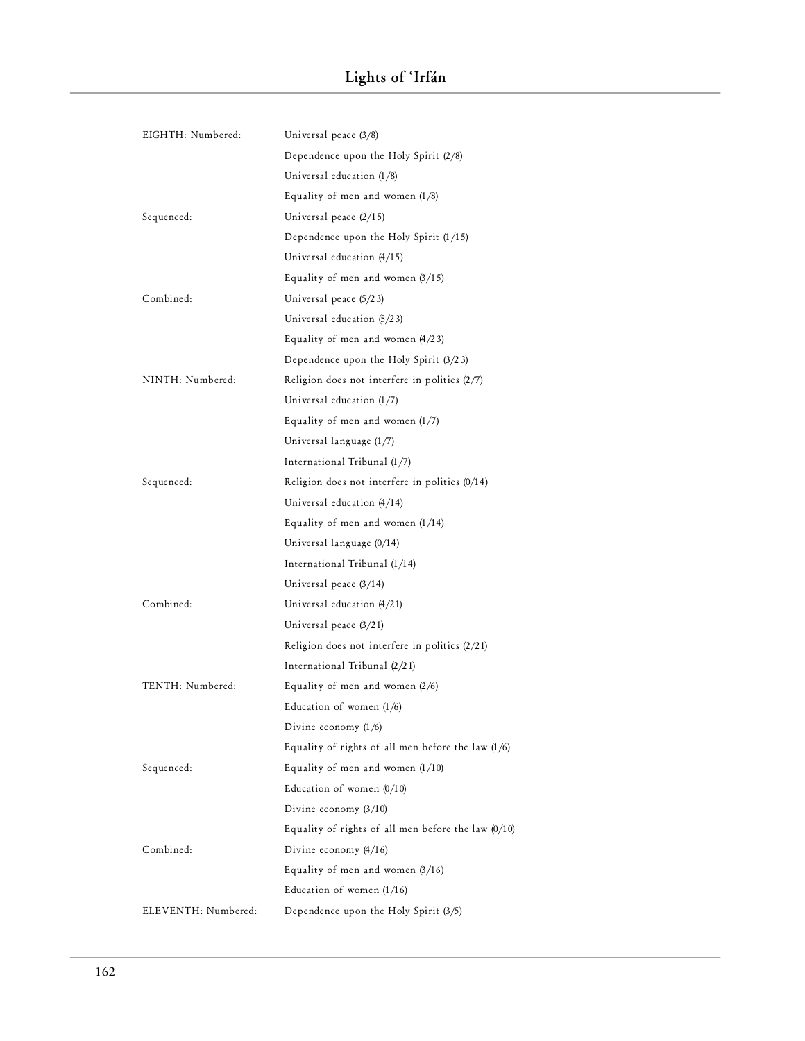| | |
|---|---|
| EIGHTH: Numbered: | Universal peace (3/8) |
| | Dependence upon the Holy Spirit (2/8) |
| | Universal education (1/8) |
| | Equality of men and women (1/8) |
| Sequenced: | Universal peace (2/15) |
| | Dependence upon the Holy Spirit (1/15) |
| | Universal education (4/15) |
| | Equality of men and women (3/15) |
| Combined: | Universal peace (5/23) |
| | Universal education (5/23) |
| | Equality of men and women (4/23) |
| | Dependence upon the Holy Spirit (3/23) |
| NINTH: Numbered: | Religion does not interfere in politics (2/7) |
| | Universal education (1/7) |
| | Equality of men and women (1/7) |
| | Universal language (1/7) |
| | International Tribunal (1/7) |
| Sequenced: | Religion does not interfere in politics (0/14) |
| | Universal education (4/14) |
| | Equality of men and women (1/14) |
| | Universal language (0/14) |
| | International Tribunal (1/14) |
| | Universal peace (3/14) |
| Combined: | Universal education (4/21) |
| | Universal peace (3/21) |
| | Religion does not interfere in politics (2/21) |
| | International Tribunal (2/21) |
| TENTH: Numbered: | Equality of men and women (2/6) |
| | Education of women (1/6) |
| | Divine economy (1/6) |
| | Equality of rights of all men before the law (1/6) |
| Sequenced: | Equality of men and women (1/10) |
| | Education of women (0/10) |
| | Divine economy (3/10) |
| | Equality of rights of all men before the law (0/10) |
| Combined: | Divine economy (4/16) |
| | Equality of men and women (3/16) |
| | Education of women (1/16) |
| ELEVENTH: Numbered: | Dependence upon the Holy Spirit (3/5) |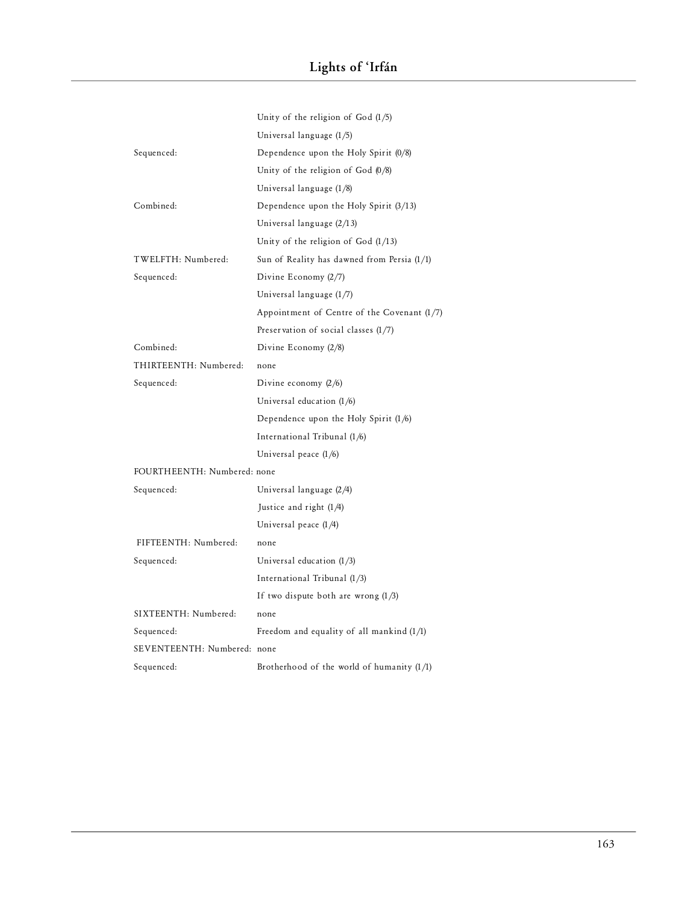| | |
|---|---|
| | Unity of the religion of God (1/5) |
| | Universal language (1/5) |
| Sequenced: | Dependence upon the Holy Spirit (0/8) |
| | Unity of the religion of God (0/8) |
| | Universal language (1/8) |
| Combined: | Dependence upon the Holy Spirit (3/13) |
| | Universal language (2/13) |
| | Unity of the religion of God (1/13) |
| TWELFTH: Numbered: | Sun of Reality has dawned from Persia (1/1) |
| Sequenced: | Divine Economy (2/7) |
| | Universal language (1/7) |
| | Appointment of Centre of the Covenant (1/7) |
| | Preservation of social classes (1/7) |
| Combined: | Divine Economy (2/8) |
| THIRTEENTH: Numbered: | none |
| Sequenced: | Divine economy (2/6) |
| | Universal education (1/6) |
| | Dependence upon the Holy Spirit (1/6) |
| | International Tribunal (1/6) |
| | Universal peace (1/6) |
| FOURTHEENTH: Numbered: | none |
| Sequenced: | Universal language (2/4) |
| | Justice and right (1/4) |
| | Universal peace (1/4) |
| FIFTEENTH: Numbered: | none |
| Sequenced: | Universal education (1/3) |
| | International Tribunal (1/3) |
| | If two dispute both are wrong (1/3) |
| SIXTEENTH: Numbered: | none |
| Sequenced: | Freedom and equality of all mankind (1/1) |
| SEVENTEENTH: Numbered: | none |
| Sequenced: | Brotherhood of the world of humanity (1/1) |